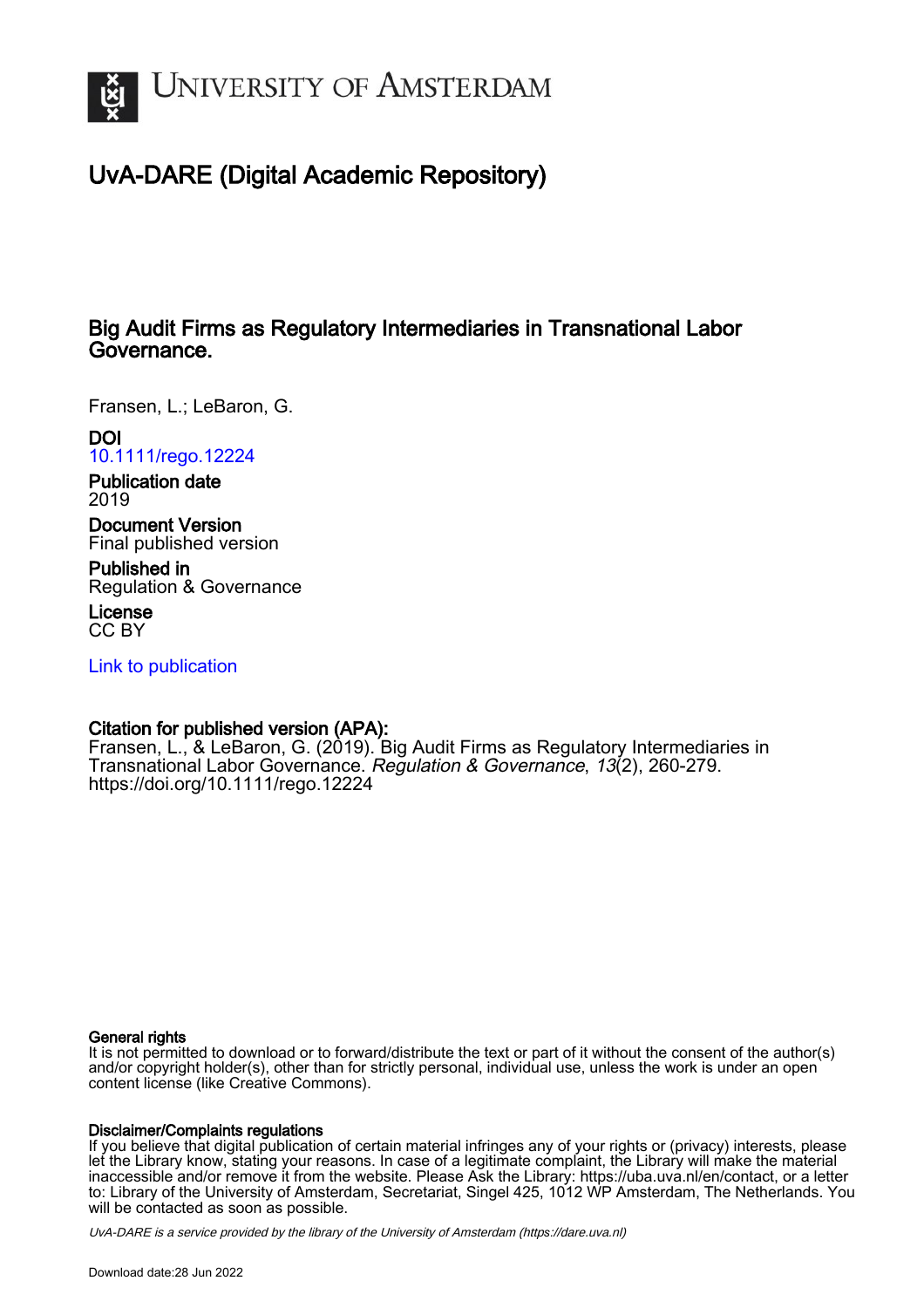# UvA-DARE (Digital Academic Repository)

## Big Audit Firms as Regulatory Intermediaries in Transnational Labor Governance.

Fransen, L.; LeBaron, G.

**DOI**
10.1111/rego.12224

**Publication date**
2019

**Document Version**
Final published version

**Published in**
Regulation & Governance

**License**
CC BY

Link to publication

**Citation for published version (APA):**
Fransen, L., & LeBaron, G. (2019). Big Audit Firms as Regulatory Intermediaries in Transnational Labor Governance. *Regulation & Governance*, *13*(2), 260-279. https://doi.org/10.1111/rego.12224

**General rights**
It is not permitted to download or to forward/distribute the text or part of it without the consent of the author(s) and/or copyright holder(s), other than for strictly personal, individual use, unless the work is under an open content license (like Creative Commons).

**Disclaimer/Complaints regulations**
If you believe that digital publication of certain material infringes any of your rights or (privacy) interests, please let the Library know, stating your reasons. In case of a legitimate complaint, the Library will make the material inaccessible and/or remove it from the website. Please Ask the Library: https://uba.uva.nl/en/contact, or a letter to: Library of the University of Amsterdam, Secretariat, Singel 425, 1012 WP Amsterdam, The Netherlands. You will be contacted as soon as possible.

*UvA-DARE is a service provided by the library of the University of Amsterdam (https://dare.uva.nl)*

Download date:28 Jun 2022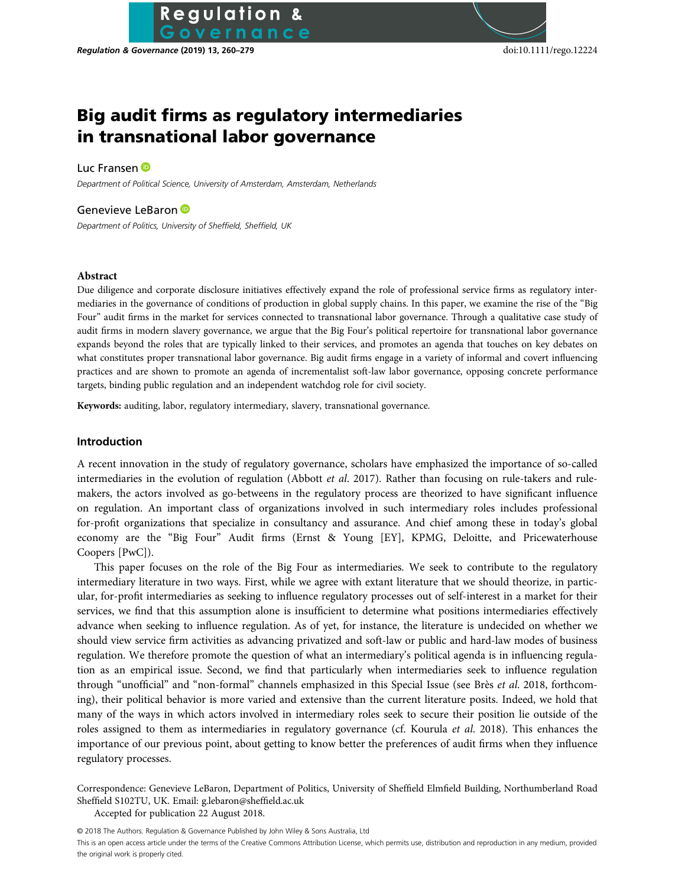# Big audit firms as regulatory intermediaries in transnational labor governance

Luc Fransen

*Department of Political Science, University of Amsterdam, Amsterdam, Netherlands*

Genevieve LeBaron

*Department of Politics, University of Sheffield, Sheffield, UK*

## Abstract

Due diligence and corporate disclosure initiatives effectively expand the role of professional service firms as regulatory intermediaries in the governance of conditions of production in global supply chains. In this paper, we examine the rise of the "Big Four" audit firms in the market for services connected to transnational labor governance. Through a qualitative case study of audit firms in modern slavery governance, we argue that the Big Four's political repertoire for transnational labor governance expands beyond the roles that are typically linked to their services, and promotes an agenda that touches on key debates on what constitutes proper transnational labor governance. Big audit firms engage in a variety of informal and covert influencing practices and are shown to promote an agenda of incrementalist soft-law labor governance, opposing concrete performance targets, binding public regulation and an independent watchdog role for civil society.

**Keywords:** auditing, labor, regulatory intermediary, slavery, transnational governance.

## Introduction

A recent innovation in the study of regulatory governance, scholars have emphasized the importance of so-called intermediaries in the evolution of regulation (Abbott *et al*. 2017). Rather than focusing on rule-takers and rule-makers, the actors involved as go-betweens in the regulatory process are theorized to have significant influence on regulation. An important class of organizations involved in such intermediary roles includes professional for-profit organizations that specialize in consultancy and assurance. And chief among these in today's global economy are the "Big Four" Audit firms (Ernst & Young [EY], KPMG, Deloitte, and Pricewaterhouse Coopers [PwC]).

This paper focuses on the role of the Big Four as intermediaries. We seek to contribute to the regulatory intermediary literature in two ways. First, while we agree with extant literature that we should theorize, in particular, for-profit intermediaries as seeking to influence regulatory processes out of self-interest in a market for their services, we find that this assumption alone is insufficient to determine what positions intermediaries effectively advance when seeking to influence regulation. As of yet, for instance, the literature is undecided on whether we should view service firm activities as advancing privatized and soft-law or public and hard-law modes of business regulation. We therefore promote the question of what an intermediary's political agenda is in influencing regulation as an empirical issue. Second, we find that particularly when intermediaries seek to influence regulation through "unofficial" and "non-formal" channels emphasized in this Special Issue (see Brès *et al*. 2018, forthcoming), their political behavior is more varied and extensive than the current literature posits. Indeed, we hold that many of the ways in which actors involved in intermediary roles seek to secure their position lie outside of the roles assigned to them as intermediaries in regulatory governance (cf. Kourula *et al*. 2018). This enhances the importance of our previous point, about getting to know better the preferences of audit firms when they influence regulatory processes.

Correspondence: Genevieve LeBaron, Department of Politics, University of Sheffield Elmfield Building, Northumberland Road Sheffield S102TU, UK. Email: g.lebaron@sheffield.ac.uk

Accepted for publication 22 August 2018.

© 2018 The Authors. Regulation & Governance Published by John Wiley & Sons Australia, Ltd

This is an open access article under the terms of the Creative Commons Attribution License, which permits use, distribution and reproduction in any medium, provided the original work is properly cited.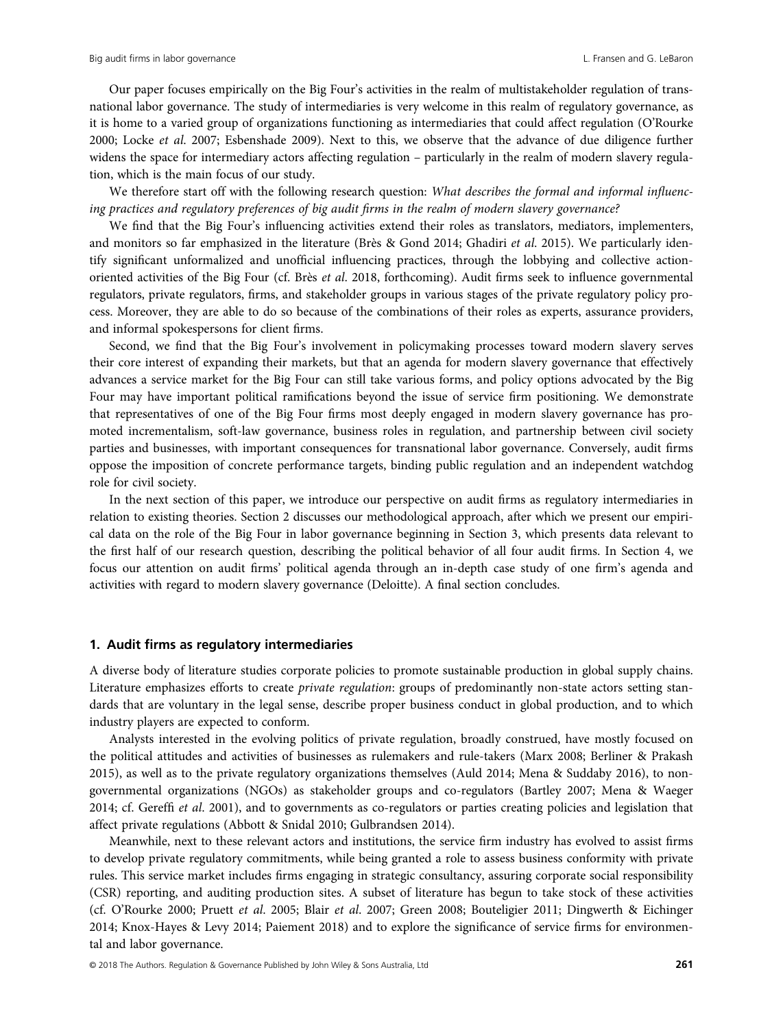Our paper focuses empirically on the Big Four's activities in the realm of multistakeholder regulation of transnational labor governance. The study of intermediaries is very welcome in this realm of regulatory governance, as it is home to a varied group of organizations functioning as intermediaries that could affect regulation (O'Rourke 2000; Locke *et al.* 2007; Esbenshade 2009). Next to this, we observe that the advance of due diligence further widens the space for intermediary actors affecting regulation – particularly in the realm of modern slavery regulation, which is the main focus of our study.

We therefore start off with the following research question: *What describes the formal and informal influencing practices and regulatory preferences of big audit firms in the realm of modern slavery governance?*

We find that the Big Four's influencing activities extend their roles as translators, mediators, implementers, and monitors so far emphasized in the literature (Brès & Gond 2014; Ghadiri *et al.* 2015). We particularly identify significant unformalized and unofficial influencing practices, through the lobbying and collective action-oriented activities of the Big Four (cf. Brès *et al.* 2018, forthcoming). Audit firms seek to influence governmental regulators, private regulators, firms, and stakeholder groups in various stages of the private regulatory policy process. Moreover, they are able to do so because of the combinations of their roles as experts, assurance providers, and informal spokespersons for client firms.

Second, we find that the Big Four's involvement in policymaking processes toward modern slavery serves their core interest of expanding their markets, but that an agenda for modern slavery governance that effectively advances a service market for the Big Four can still take various forms, and policy options advocated by the Big Four may have important political ramifications beyond the issue of service firm positioning. We demonstrate that representatives of one of the Big Four firms most deeply engaged in modern slavery governance has promoted incrementalism, soft-law governance, business roles in regulation, and partnership between civil society parties and businesses, with important consequences for transnational labor governance. Conversely, audit firms oppose the imposition of concrete performance targets, binding public regulation and an independent watchdog role for civil society.

In the next section of this paper, we introduce our perspective on audit firms as regulatory intermediaries in relation to existing theories. Section 2 discusses our methodological approach, after which we present our empirical data on the role of the Big Four in labor governance beginning in Section 3, which presents data relevant to the first half of our research question, describing the political behavior of all four audit firms. In Section 4, we focus our attention on audit firms' political agenda through an in-depth case study of one firm's agenda and activities with regard to modern slavery governance (Deloitte). A final section concludes.

## 1. Audit firms as regulatory intermediaries

A diverse body of literature studies corporate policies to promote sustainable production in global supply chains. Literature emphasizes efforts to create *private regulation*: groups of predominantly non-state actors setting standards that are voluntary in the legal sense, describe proper business conduct in global production, and to which industry players are expected to conform.

Analysts interested in the evolving politics of private regulation, broadly construed, have mostly focused on the political attitudes and activities of businesses as rulemakers and rule-takers (Marx 2008; Berliner & Prakash 2015), as well as to the private regulatory organizations themselves (Auld 2014; Mena & Suddaby 2016), to non-governmental organizations (NGOs) as stakeholder groups and co-regulators (Bartley 2007; Mena & Waeger 2014; cf. Gereffi *et al.* 2001), and to governments as co-regulators or parties creating policies and legislation that affect private regulations (Abbott & Snidal 2010; Gulbrandsen 2014).

Meanwhile, next to these relevant actors and institutions, the service firm industry has evolved to assist firms to develop private regulatory commitments, while being granted a role to assess business conformity with private rules. This service market includes firms engaging in strategic consultancy, assuring corporate social responsibility (CSR) reporting, and auditing production sites. A subset of literature has begun to take stock of these activities (cf. O'Rourke 2000; Pruett *et al.* 2005; Blair *et al.* 2007; Green 2008; Bouteligier 2011; Dingwerth & Eichinger 2014; Knox-Hayes & Levy 2014; Paiement 2018) and to explore the significance of service firms for environmental and labor governance.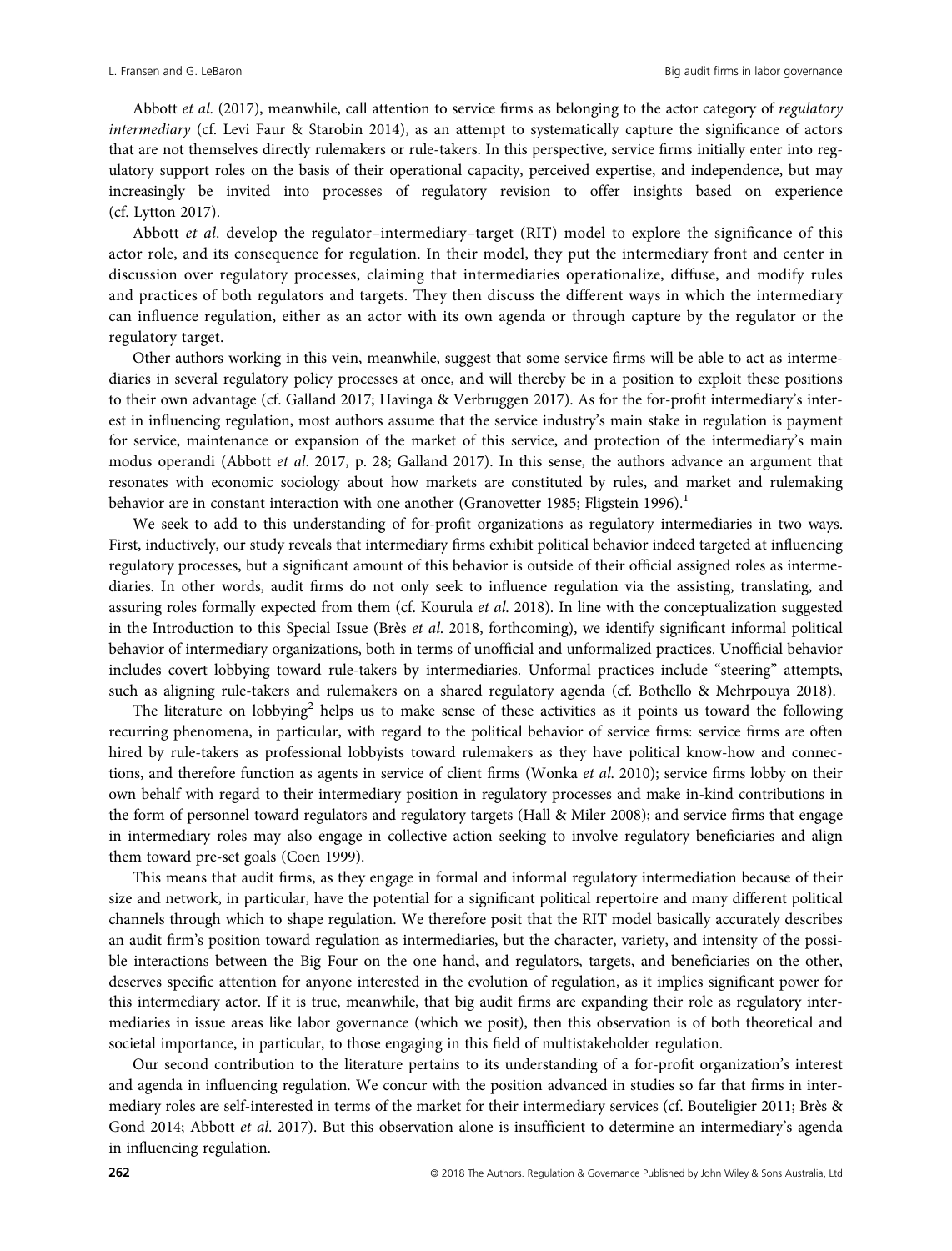Abbott *et al*. (2017), meanwhile, call attention to service firms as belonging to the actor category of *regulatory intermediary* (cf. Levi Faur & Starobin 2014), as an attempt to systematically capture the significance of actors that are not themselves directly rulemakers or rule-takers. In this perspective, service firms initially enter into regulatory support roles on the basis of their operational capacity, perceived expertise, and independence, but may increasingly be invited into processes of regulatory revision to offer insights based on experience (cf. Lytton 2017).

Abbott *et al*. develop the regulator–intermediary–target (RIT) model to explore the significance of this actor role, and its consequence for regulation. In their model, they put the intermediary front and center in discussion over regulatory processes, claiming that intermediaries operationalize, diffuse, and modify rules and practices of both regulators and targets. They then discuss the different ways in which the intermediary can influence regulation, either as an actor with its own agenda or through capture by the regulator or the regulatory target.

Other authors working in this vein, meanwhile, suggest that some service firms will be able to act as intermediaries in several regulatory policy processes at once, and will thereby be in a position to exploit these positions to their own advantage (cf. Galland 2017; Havinga & Verbruggen 2017). As for the for-profit intermediary's interest in influencing regulation, most authors assume that the service industry's main stake in regulation is payment for service, maintenance or expansion of the market of this service, and protection of the intermediary's main modus operandi (Abbott *et al*. 2017, p. 28; Galland 2017). In this sense, the authors advance an argument that resonates with economic sociology about how markets are constituted by rules, and market and rulemaking behavior are in constant interaction with one another (Granovetter 1985; Fligstein 1996).[1]

We seek to add to this understanding of for-profit organizations as regulatory intermediaries in two ways. First, inductively, our study reveals that intermediary firms exhibit political behavior indeed targeted at influencing regulatory processes, but a significant amount of this behavior is outside of their official assigned roles as intermediaries. In other words, audit firms do not only seek to influence regulation via the assisting, translating, and assuring roles formally expected from them (cf. Kourula *et al*. 2018). In line with the conceptualization suggested in the Introduction to this Special Issue (Brès *et al*. 2018, forthcoming), we identify significant informal political behavior of intermediary organizations, both in terms of unofficial and unformalized practices. Unofficial behavior includes covert lobbying toward rule-takers by intermediaries. Unformal practices include "steering" attempts, such as aligning rule-takers and rulemakers on a shared regulatory agenda (cf. Bothello & Mehrpouya 2018).

The literature on lobbying[2] helps us to make sense of these activities as it points us toward the following recurring phenomena, in particular, with regard to the political behavior of service firms: service firms are often hired by rule-takers as professional lobbyists toward rulemakers as they have political know-how and connections, and therefore function as agents in service of client firms (Wonka *et al*. 2010); service firms lobby on their own behalf with regard to their intermediary position in regulatory processes and make in-kind contributions in the form of personnel toward regulators and regulatory targets (Hall & Miler 2008); and service firms that engage in intermediary roles may also engage in collective action seeking to involve regulatory beneficiaries and align them toward pre-set goals (Coen 1999).

This means that audit firms, as they engage in formal and informal regulatory intermediation because of their size and network, in particular, have the potential for a significant political repertoire and many different political channels through which to shape regulation. We therefore posit that the RIT model basically accurately describes an audit firm's position toward regulation as intermediaries, but the character, variety, and intensity of the possible interactions between the Big Four on the one hand, and regulators, targets, and beneficiaries on the other, deserves specific attention for anyone interested in the evolution of regulation, as it implies significant power for this intermediary actor. If it is true, meanwhile, that big audit firms are expanding their role as regulatory intermediaries in issue areas like labor governance (which we posit), then this observation is of both theoretical and societal importance, in particular, to those engaging in this field of multistakeholder regulation.

Our second contribution to the literature pertains to its understanding of a for-profit organization's interest and agenda in influencing regulation. We concur with the position advanced in studies so far that firms in intermediary roles are self-interested in terms of the market for their intermediary services (cf. Bouteligier 2011; Brès & Gond 2014; Abbott *et al*. 2017). But this observation alone is insufficient to determine an intermediary's agenda in influencing regulation.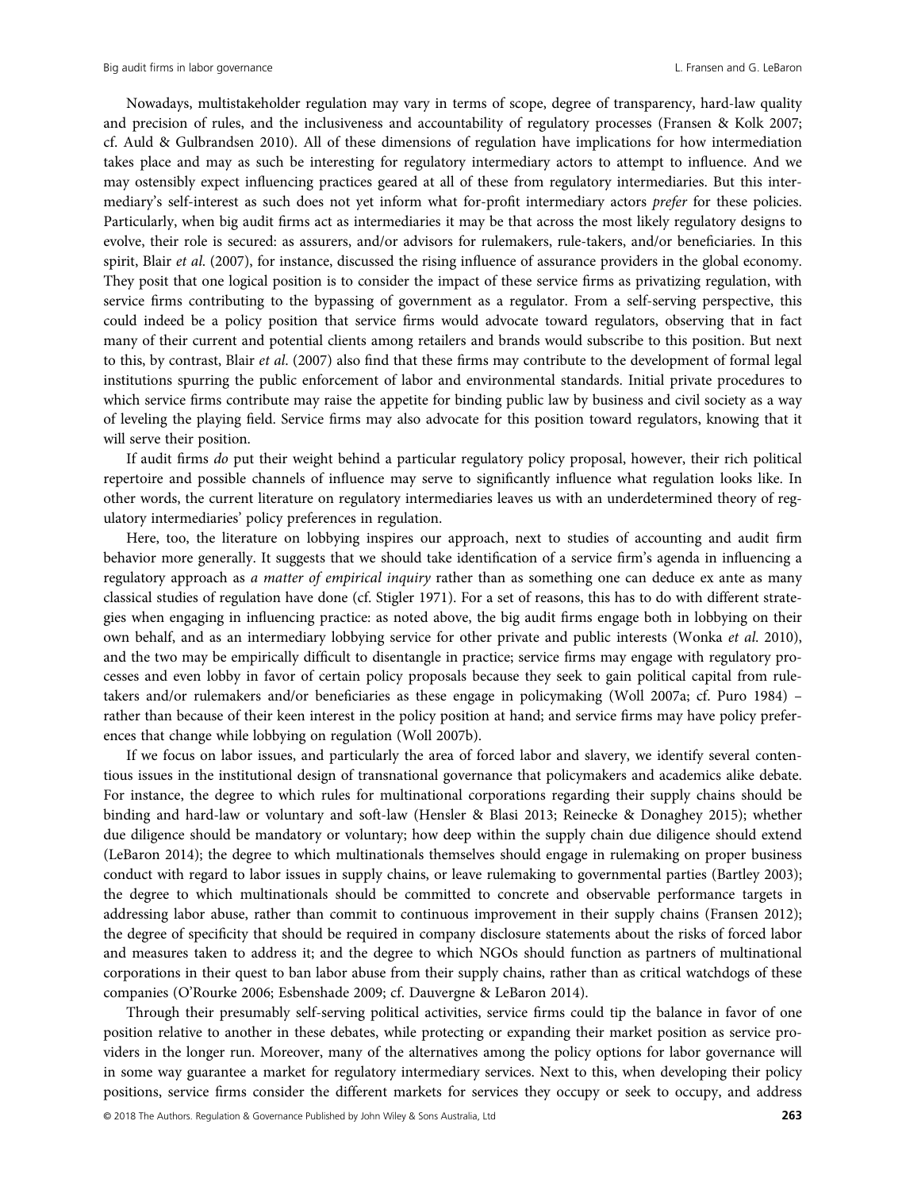Nowadays, multistakeholder regulation may vary in terms of scope, degree of transparency, hard-law quality and precision of rules, and the inclusiveness and accountability of regulatory processes (Fransen & Kolk 2007; cf. Auld & Gulbrandsen 2010). All of these dimensions of regulation have implications for how intermediation takes place and may as such be interesting for regulatory intermediary actors to attempt to influence. And we may ostensibly expect influencing practices geared at all of these from regulatory intermediaries. But this intermediary's self-interest as such does not yet inform what for-profit intermediary actors *prefer* for these policies. Particularly, when big audit firms act as intermediaries it may be that across the most likely regulatory designs to evolve, their role is secured: as assurers, and/or advisors for rulemakers, rule-takers, and/or beneficiaries. In this spirit, Blair *et al.* (2007), for instance, discussed the rising influence of assurance providers in the global economy. They posit that one logical position is to consider the impact of these service firms as privatizing regulation, with service firms contributing to the bypassing of government as a regulator. From a self-serving perspective, this could indeed be a policy position that service firms would advocate toward regulators, observing that in fact many of their current and potential clients among retailers and brands would subscribe to this position. But next to this, by contrast, Blair *et al.* (2007) also find that these firms may contribute to the development of formal legal institutions spurring the public enforcement of labor and environmental standards. Initial private procedures to which service firms contribute may raise the appetite for binding public law by business and civil society as a way of leveling the playing field. Service firms may also advocate for this position toward regulators, knowing that it will serve their position.

If audit firms *do* put their weight behind a particular regulatory policy proposal, however, their rich political repertoire and possible channels of influence may serve to significantly influence what regulation looks like. In other words, the current literature on regulatory intermediaries leaves us with an underdetermined theory of regulatory intermediaries' policy preferences in regulation.

Here, too, the literature on lobbying inspires our approach, next to studies of accounting and audit firm behavior more generally. It suggests that we should take identification of a service firm's agenda in influencing a regulatory approach as *a matter of empirical inquiry* rather than as something one can deduce ex ante as many classical studies of regulation have done (cf. Stigler 1971). For a set of reasons, this has to do with different strategies when engaging in influencing practice: as noted above, the big audit firms engage both in lobbying on their own behalf, and as an intermediary lobbying service for other private and public interests (Wonka *et al.* 2010), and the two may be empirically difficult to disentangle in practice; service firms may engage with regulatory processes and even lobby in favor of certain policy proposals because they seek to gain political capital from rule-takers and/or rulemakers and/or beneficiaries as these engage in policymaking (Woll 2007a; cf. Puro 1984) – rather than because of their keen interest in the policy position at hand; and service firms may have policy preferences that change while lobbying on regulation (Woll 2007b).

If we focus on labor issues, and particularly the area of forced labor and slavery, we identify several contentious issues in the institutional design of transnational governance that policymakers and academics alike debate. For instance, the degree to which rules for multinational corporations regarding their supply chains should be binding and hard-law or voluntary and soft-law (Hensler & Blasi 2013; Reinecke & Donaghey 2015); whether due diligence should be mandatory or voluntary; how deep within the supply chain due diligence should extend (LeBaron 2014); the degree to which multinationals themselves should engage in rulemaking on proper business conduct with regard to labor issues in supply chains, or leave rulemaking to governmental parties (Bartley 2003); the degree to which multinationals should be committed to concrete and observable performance targets in addressing labor abuse, rather than commit to continuous improvement in their supply chains (Fransen 2012); the degree of specificity that should be required in company disclosure statements about the risks of forced labor and measures taken to address it; and the degree to which NGOs should function as partners of multinational corporations in their quest to ban labor abuse from their supply chains, rather than as critical watchdogs of these companies (O'Rourke 2006; Esbenshade 2009; cf. Dauvergne & LeBaron 2014).

Through their presumably self-serving political activities, service firms could tip the balance in favor of one position relative to another in these debates, while protecting or expanding their market position as service providers in the longer run. Moreover, many of the alternatives among the policy options for labor governance will in some way guarantee a market for regulatory intermediary services. Next to this, when developing their policy positions, service firms consider the different markets for services they occupy or seek to occupy, and address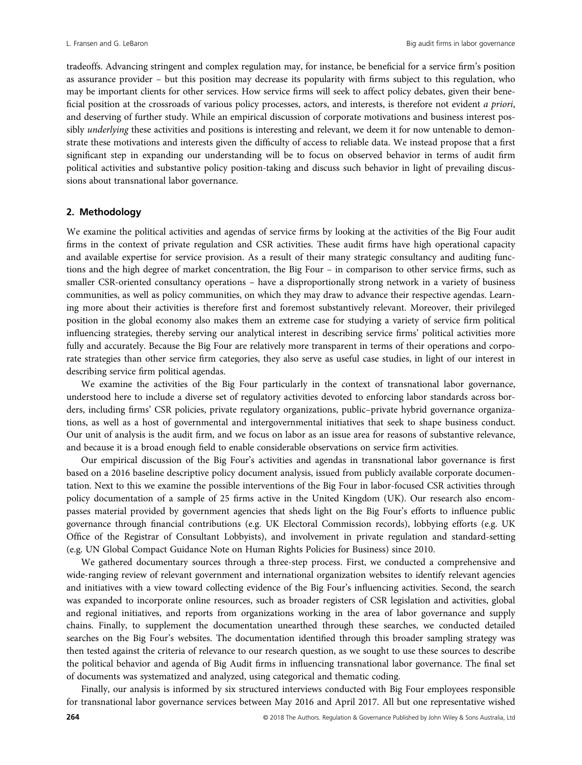tradeoffs. Advancing stringent and complex regulation may, for instance, be beneficial for a service firm's position as assurance provider – but this position may decrease its popularity with firms subject to this regulation, who may be important clients for other services. How service firms will seek to affect policy debates, given their beneficial position at the crossroads of various policy processes, actors, and interests, is therefore not evident *a priori*, and deserving of further study. While an empirical discussion of corporate motivations and business interest possibly *underlying* these activities and positions is interesting and relevant, we deem it for now untenable to demonstrate these motivations and interests given the difficulty of access to reliable data. We instead propose that a first significant step in expanding our understanding will be to focus on observed behavior in terms of audit firm political activities and substantive policy position-taking and discuss such behavior in light of prevailing discussions about transnational labor governance.

## 2. Methodology

We examine the political activities and agendas of service firms by looking at the activities of the Big Four audit firms in the context of private regulation and CSR activities. These audit firms have high operational capacity and available expertise for service provision. As a result of their many strategic consultancy and auditing functions and the high degree of market concentration, the Big Four – in comparison to other service firms, such as smaller CSR-oriented consultancy operations – have a disproportionally strong network in a variety of business communities, as well as policy communities, on which they may draw to advance their respective agendas. Learning more about their activities is therefore first and foremost substantively relevant. Moreover, their privileged position in the global economy also makes them an extreme case for studying a variety of service firm political influencing strategies, thereby serving our analytical interest in describing service firms' political activities more fully and accurately. Because the Big Four are relatively more transparent in terms of their operations and corporate strategies than other service firm categories, they also serve as useful case studies, in light of our interest in describing service firm political agendas.

We examine the activities of the Big Four particularly in the context of transnational labor governance, understood here to include a diverse set of regulatory activities devoted to enforcing labor standards across borders, including firms' CSR policies, private regulatory organizations, public–private hybrid governance organizations, as well as a host of governmental and intergovernmental initiatives that seek to shape business conduct. Our unit of analysis is the audit firm, and we focus on labor as an issue area for reasons of substantive relevance, and because it is a broad enough field to enable considerable observations on service firm activities.

Our empirical discussion of the Big Four's activities and agendas in transnational labor governance is first based on a 2016 baseline descriptive policy document analysis, issued from publicly available corporate documentation. Next to this we examine the possible interventions of the Big Four in labor-focused CSR activities through policy documentation of a sample of 25 firms active in the United Kingdom (UK). Our research also encompasses material provided by government agencies that sheds light on the Big Four's efforts to influence public governance through financial contributions (e.g. UK Electoral Commission records), lobbying efforts (e.g. UK Office of the Registrar of Consultant Lobbyists), and involvement in private regulation and standard-setting (e.g. UN Global Compact Guidance Note on Human Rights Policies for Business) since 2010.

We gathered documentary sources through a three-step process. First, we conducted a comprehensive and wide-ranging review of relevant government and international organization websites to identify relevant agencies and initiatives with a view toward collecting evidence of the Big Four's influencing activities. Second, the search was expanded to incorporate online resources, such as broader registers of CSR legislation and activities, global and regional initiatives, and reports from organizations working in the area of labor governance and supply chains. Finally, to supplement the documentation unearthed through these searches, we conducted detailed searches on the Big Four's websites. The documentation identified through this broader sampling strategy was then tested against the criteria of relevance to our research question, as we sought to use these sources to describe the political behavior and agenda of Big Audit firms in influencing transnational labor governance. The final set of documents was systematized and analyzed, using categorical and thematic coding.

Finally, our analysis is informed by six structured interviews conducted with Big Four employees responsible for transnational labor governance services between May 2016 and April 2017. All but one representative wished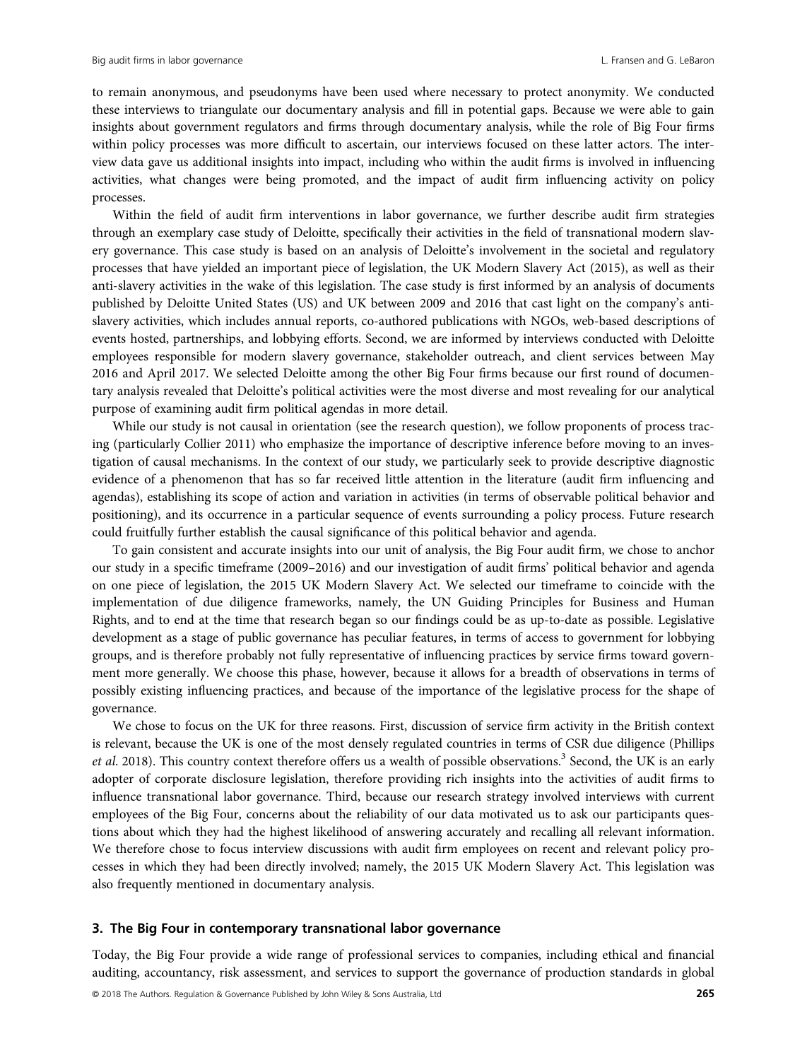to remain anonymous, and pseudonyms have been used where necessary to protect anonymity. We conducted these interviews to triangulate our documentary analysis and fill in potential gaps. Because we were able to gain insights about government regulators and firms through documentary analysis, while the role of Big Four firms within policy processes was more difficult to ascertain, our interviews focused on these latter actors. The interview data gave us additional insights into impact, including who within the audit firms is involved in influencing activities, what changes were being promoted, and the impact of audit firm influencing activity on policy processes.

Within the field of audit firm interventions in labor governance, we further describe audit firm strategies through an exemplary case study of Deloitte, specifically their activities in the field of transnational modern slavery governance. This case study is based on an analysis of Deloitte's involvement in the societal and regulatory processes that have yielded an important piece of legislation, the UK Modern Slavery Act (2015), as well as their anti-slavery activities in the wake of this legislation. The case study is first informed by an analysis of documents published by Deloitte United States (US) and UK between 2009 and 2016 that cast light on the company's anti-slavery activities, which includes annual reports, co-authored publications with NGOs, web-based descriptions of events hosted, partnerships, and lobbying efforts. Second, we are informed by interviews conducted with Deloitte employees responsible for modern slavery governance, stakeholder outreach, and client services between May 2016 and April 2017. We selected Deloitte among the other Big Four firms because our first round of documentary analysis revealed that Deloitte's political activities were the most diverse and most revealing for our analytical purpose of examining audit firm political agendas in more detail.

While our study is not causal in orientation (see the research question), we follow proponents of process tracing (particularly Collier 2011) who emphasize the importance of descriptive inference before moving to an investigation of causal mechanisms. In the context of our study, we particularly seek to provide descriptive diagnostic evidence of a phenomenon that has so far received little attention in the literature (audit firm influencing and agendas), establishing its scope of action and variation in activities (in terms of observable political behavior and positioning), and its occurrence in a particular sequence of events surrounding a policy process. Future research could fruitfully further establish the causal significance of this political behavior and agenda.

To gain consistent and accurate insights into our unit of analysis, the Big Four audit firm, we chose to anchor our study in a specific timeframe (2009–2016) and our investigation of audit firms' political behavior and agenda on one piece of legislation, the 2015 UK Modern Slavery Act. We selected our timeframe to coincide with the implementation of due diligence frameworks, namely, the UN Guiding Principles for Business and Human Rights, and to end at the time that research began so our findings could be as up-to-date as possible. Legislative development as a stage of public governance has peculiar features, in terms of access to government for lobbying groups, and is therefore probably not fully representative of influencing practices by service firms toward government more generally. We choose this phase, however, because it allows for a breadth of observations in terms of possibly existing influencing practices, and because of the importance of the legislative process for the shape of governance.

We chose to focus on the UK for three reasons. First, discussion of service firm activity in the British context is relevant, because the UK is one of the most densely regulated countries in terms of CSR due diligence (Phillips *et al.* 2018). This country context therefore offers us a wealth of possible observations.[3] Second, the UK is an early adopter of corporate disclosure legislation, therefore providing rich insights into the activities of audit firms to influence transnational labor governance. Third, because our research strategy involved interviews with current employees of the Big Four, concerns about the reliability of our data motivated us to ask our participants questions about which they had the highest likelihood of answering accurately and recalling all relevant information. We therefore chose to focus interview discussions with audit firm employees on recent and relevant policy processes in which they had been directly involved; namely, the 2015 UK Modern Slavery Act. This legislation was also frequently mentioned in documentary analysis.

## 3. The Big Four in contemporary transnational labor governance

Today, the Big Four provide a wide range of professional services to companies, including ethical and financial auditing, accountancy, risk assessment, and services to support the governance of production standards in global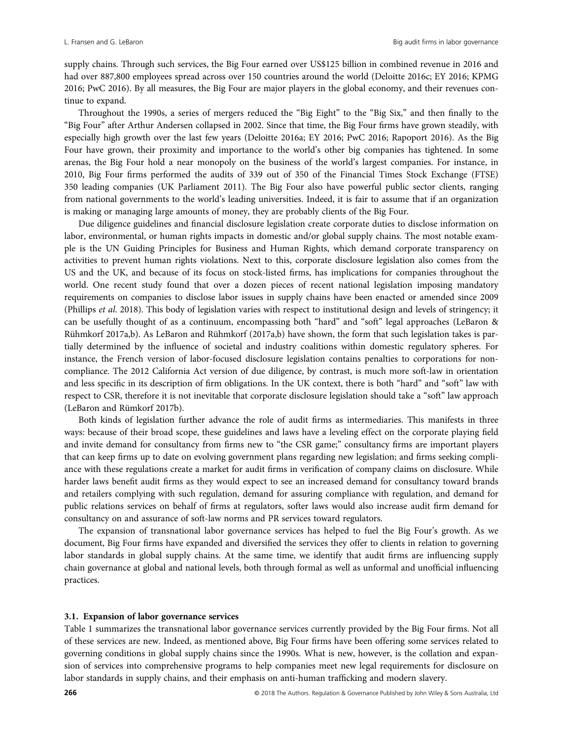supply chains. Through such services, the Big Four earned over US$125 billion in combined revenue in 2016 and had over 887,800 employees spread across over 150 countries around the world (Deloitte 2016c; EY 2016; KPMG 2016; PwC 2016). By all measures, the Big Four are major players in the global economy, and their revenues continue to expand.

Throughout the 1990s, a series of mergers reduced the "Big Eight" to the "Big Six," and then finally to the "Big Four" after Arthur Andersen collapsed in 2002. Since that time, the Big Four firms have grown steadily, with especially high growth over the last few years (Deloitte 2016a; EY 2016; PwC 2016; Rapoport 2016). As the Big Four have grown, their proximity and importance to the world's other big companies has tightened. In some arenas, the Big Four hold a near monopoly on the business of the world's largest companies. For instance, in 2010, Big Four firms performed the audits of 339 out of 350 of the Financial Times Stock Exchange (FTSE) 350 leading companies (UK Parliament 2011). The Big Four also have powerful public sector clients, ranging from national governments to the world's leading universities. Indeed, it is fair to assume that if an organization is making or managing large amounts of money, they are probably clients of the Big Four.

Due diligence guidelines and financial disclosure legislation create corporate duties to disclose information on labor, environmental, or human rights impacts in domestic and/or global supply chains. The most notable example is the UN Guiding Principles for Business and Human Rights, which demand corporate transparency on activities to prevent human rights violations. Next to this, corporate disclosure legislation also comes from the US and the UK, and because of its focus on stock-listed firms, has implications for companies throughout the world. One recent study found that over a dozen pieces of recent national legislation imposing mandatory requirements on companies to disclose labor issues in supply chains have been enacted or amended since 2009 (Phillips *et al*. 2018). This body of legislation varies with respect to institutional design and levels of stringency; it can be usefully thought of as a continuum, encompassing both "hard" and "soft" legal approaches (LeBaron & Rühmkorf 2017a,b). As LeBaron and Rühmkorf (2017a,b) have shown, the form that such legislation takes is partially determined by the influence of societal and industry coalitions within domestic regulatory spheres. For instance, the French version of labor-focused disclosure legislation contains penalties to corporations for noncompliance. The 2012 California Act version of due diligence, by contrast, is much more soft-law in orientation and less specific in its description of firm obligations. In the UK context, there is both "hard" and "soft" law with respect to CSR, therefore it is not inevitable that corporate disclosure legislation should take a "soft" law approach (LeBaron and Rümkorf 2017b).

Both kinds of legislation further advance the role of audit firms as intermediaries. This manifests in three ways: because of their broad scope, these guidelines and laws have a leveling effect on the corporate playing field and invite demand for consultancy from firms new to "the CSR game;" consultancy firms are important players that can keep firms up to date on evolving government plans regarding new legislation; and firms seeking compliance with these regulations create a market for audit firms in verification of company claims on disclosure. While harder laws benefit audit firms as they would expect to see an increased demand for consultancy toward brands and retailers complying with such regulation, demand for assuring compliance with regulation, and demand for public relations services on behalf of firms at regulators, softer laws would also increase audit firm demand for consultancy on and assurance of soft-law norms and PR services toward regulators.

The expansion of transnational labor governance services has helped to fuel the Big Four's growth. As we document, Big Four firms have expanded and diversified the services they offer to clients in relation to governing labor standards in global supply chains. At the same time, we identify that audit firms are influencing supply chain governance at global and national levels, both through formal as well as unformal and unofficial influencing practices.

### 3.1. Expansion of labor governance services

Table 1 summarizes the transnational labor governance services currently provided by the Big Four firms. Not all of these services are new. Indeed, as mentioned above, Big Four firms have been offering some services related to governing conditions in global supply chains since the 1990s. What is new, however, is the collation and expansion of services into comprehensive programs to help companies meet new legal requirements for disclosure on labor standards in supply chains, and their emphasis on anti-human trafficking and modern slavery.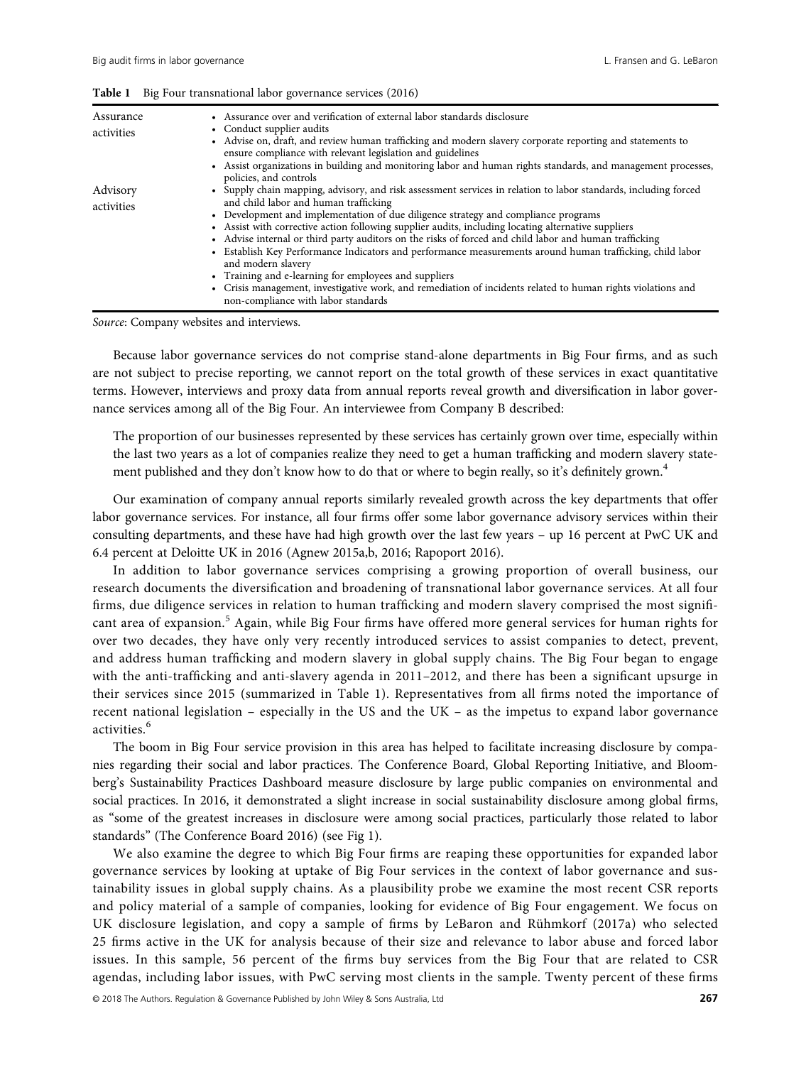**Table 1** Big Four transnational labor governance services (2016)

| | |
|---|---|
| Assurance activities | • Assurance over and verification of external labor standards disclosure<br>• Conduct supplier audits<br>• Advise on, draft, and review human trafficking and modern slavery corporate reporting and statements to ensure compliance with relevant legislation and guidelines<br>• Assist organizations in building and monitoring labor and human rights standards, and management processes, policies, and controls |
| Advisory activities | • Supply chain mapping, advisory, and risk assessment services in relation to labor standards, including forced and child labor and human trafficking<br>• Development and implementation of due diligence strategy and compliance programs<br>• Assist with corrective action following supplier audits, including locating alternative suppliers<br>• Advise internal or third party auditors on the risks of forced and child labor and human trafficking<br>• Establish Key Performance Indicators and performance measurements around human trafficking, child labor and modern slavery<br>• Training and e-learning for employees and suppliers<br>• Crisis management, investigative work, and remediation of incidents related to human rights violations and non-compliance with labor standards |

*Source*: Company websites and interviews.

Because labor governance services do not comprise stand-alone departments in Big Four firms, and as such are not subject to precise reporting, we cannot report on the total growth of these services in exact quantitative terms. However, interviews and proxy data from annual reports reveal growth and diversification in labor governance services among all of the Big Four. An interviewee from Company B described:

> The proportion of our businesses represented by these services has certainly grown over time, especially within the last two years as a lot of companies realize they need to get a human trafficking and modern slavery statement published and they don't know how to do that or where to begin really, so it's definitely grown.[4]

Our examination of company annual reports similarly revealed growth across the key departments that offer labor governance services. For instance, all four firms offer some labor governance advisory services within their consulting departments, and these have had high growth over the last few years – up 16 percent at PwC UK and 6.4 percent at Deloitte UK in 2016 (Agnew 2015a,b, 2016; Rapoport 2016).

In addition to labor governance services comprising a growing proportion of overall business, our research documents the diversification and broadening of transnational labor governance services. At all four firms, due diligence services in relation to human trafficking and modern slavery comprised the most significant area of expansion.[5] Again, while Big Four firms have offered more general services for human rights for over two decades, they have only very recently introduced services to assist companies to detect, prevent, and address human trafficking and modern slavery in global supply chains. The Big Four began to engage with the anti-trafficking and anti-slavery agenda in 2011–2012, and there has been a significant upsurge in their services since 2015 (summarized in Table 1). Representatives from all firms noted the importance of recent national legislation – especially in the US and the UK – as the impetus to expand labor governance activities.[6]

The boom in Big Four service provision in this area has helped to facilitate increasing disclosure by companies regarding their social and labor practices. The Conference Board, Global Reporting Initiative, and Bloomberg's Sustainability Practices Dashboard measure disclosure by large public companies on environmental and social practices. In 2016, it demonstrated a slight increase in social sustainability disclosure among global firms, as "some of the greatest increases in disclosure were among social practices, particularly those related to labor standards" (The Conference Board 2016) (see Fig 1).

We also examine the degree to which Big Four firms are reaping these opportunities for expanded labor governance services by looking at uptake of Big Four services in the context of labor governance and sustainability issues in global supply chains. As a plausibility probe we examine the most recent CSR reports and policy material of a sample of companies, looking for evidence of Big Four engagement. We focus on UK disclosure legislation, and copy a sample of firms by LeBaron and Rühmkorf (2017a) who selected 25 firms active in the UK for analysis because of their size and relevance to labor abuse and forced labor issues. In this sample, 56 percent of the firms buy services from the Big Four that are related to CSR agendas, including labor issues, with PwC serving most clients in the sample. Twenty percent of these firms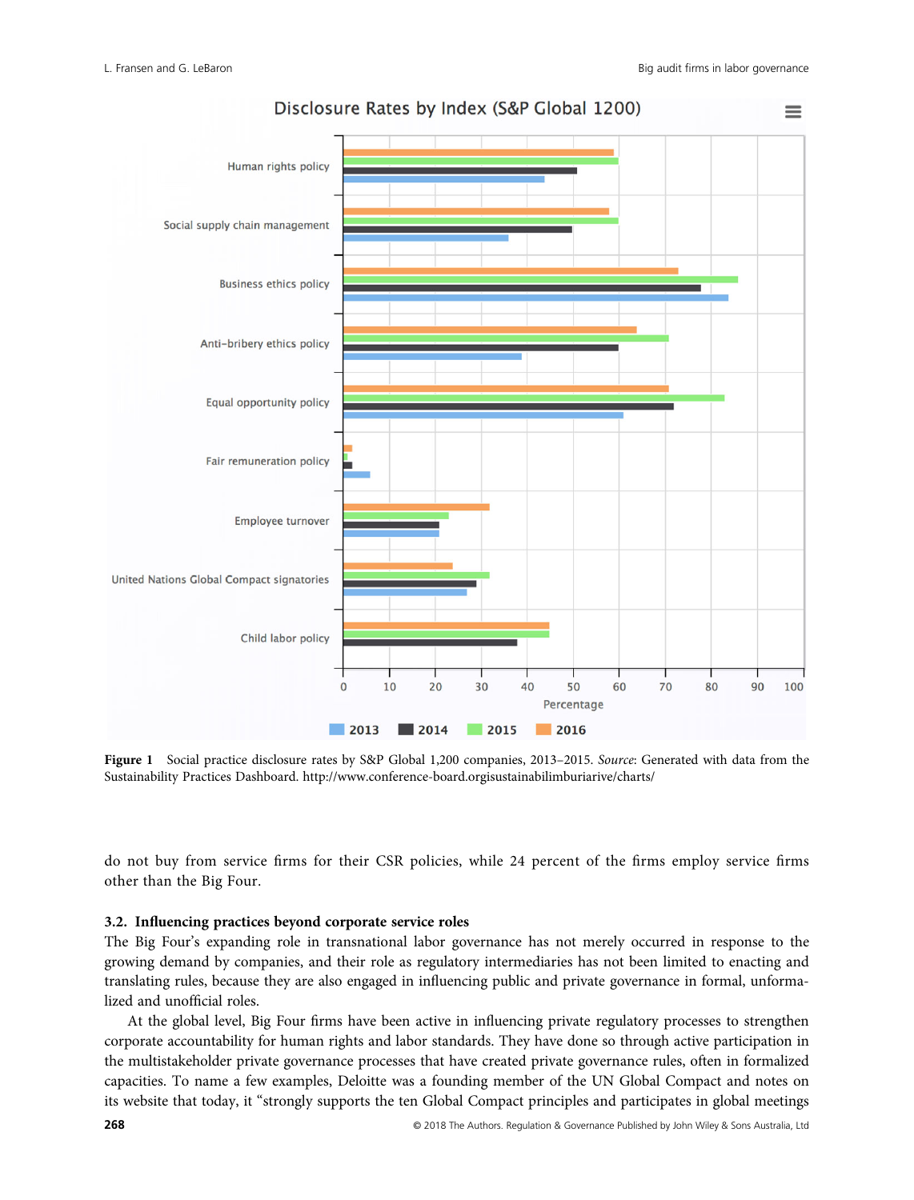**Figure 1** Social practice disclosure rates by S&P Global 1,200 companies, 2013–2015. *Source*: Generated with data from the Sustainability Practices Dashboard. http://www.conference-board.orgisustainabilimburiarive/charts/

do not buy from service firms for their CSR policies, while 24 percent of the firms employ service firms other than the Big Four.

### 3.2. Influencing practices beyond corporate service roles

The Big Four's expanding role in transnational labor governance has not merely occurred in response to the growing demand by companies, and their role as regulatory intermediaries has not been limited to enacting and translating rules, because they are also engaged in influencing public and private governance in formal, unformalized and unofficial roles.

At the global level, Big Four firms have been active in influencing private regulatory processes to strengthen corporate accountability for human rights and labor standards. They have done so through active participation in the multistakeholder private governance processes that have created private governance rules, often in formalized capacities. To name a few examples, Deloitte was a founding member of the UN Global Compact and notes on its website that today, it "strongly supports the ten Global Compact principles and participates in global meetings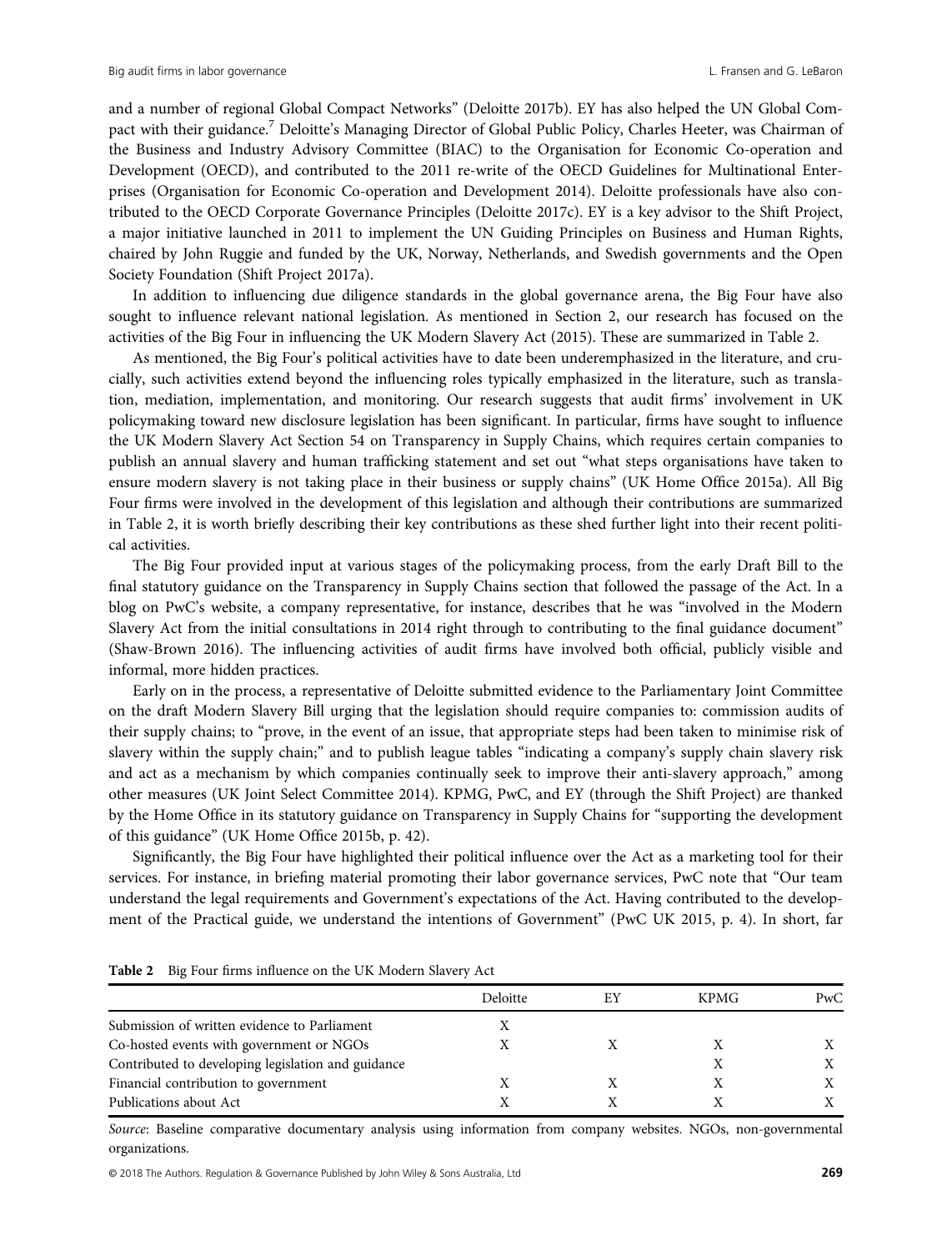and a number of regional Global Compact Networks" (Deloitte 2017b). EY has also helped the UN Global Compact with their guidance.[7] Deloitte's Managing Director of Global Public Policy, Charles Heeter, was Chairman of the Business and Industry Advisory Committee (BIAC) to the Organisation for Economic Co-operation and Development (OECD), and contributed to the 2011 re-write of the OECD Guidelines for Multinational Enterprises (Organisation for Economic Co-operation and Development 2014). Deloitte professionals have also contributed to the OECD Corporate Governance Principles (Deloitte 2017c). EY is a key advisor to the Shift Project, a major initiative launched in 2011 to implement the UN Guiding Principles on Business and Human Rights, chaired by John Ruggie and funded by the UK, Norway, Netherlands, and Swedish governments and the Open Society Foundation (Shift Project 2017a).

In addition to influencing due diligence standards in the global governance arena, the Big Four have also sought to influence relevant national legislation. As mentioned in Section 2, our research has focused on the activities of the Big Four in influencing the UK Modern Slavery Act (2015). These are summarized in Table 2.

As mentioned, the Big Four's political activities have to date been underemphasized in the literature, and crucially, such activities extend beyond the influencing roles typically emphasized in the literature, such as translation, mediation, implementation, and monitoring. Our research suggests that audit firms' involvement in UK policymaking toward new disclosure legislation has been significant. In particular, firms have sought to influence the UK Modern Slavery Act Section 54 on Transparency in Supply Chains, which requires certain companies to publish an annual slavery and human trafficking statement and set out "what steps organisations have taken to ensure modern slavery is not taking place in their business or supply chains" (UK Home Office 2015a). All Big Four firms were involved in the development of this legislation and although their contributions are summarized in Table 2, it is worth briefly describing their key contributions as these shed further light into their recent political activities.

The Big Four provided input at various stages of the policymaking process, from the early Draft Bill to the final statutory guidance on the Transparency in Supply Chains section that followed the passage of the Act. In a blog on PwC's website, a company representative, for instance, describes that he was "involved in the Modern Slavery Act from the initial consultations in 2014 right through to contributing to the final guidance document" (Shaw-Brown 2016). The influencing activities of audit firms have involved both official, publicly visible and informal, more hidden practices.

Early on in the process, a representative of Deloitte submitted evidence to the Parliamentary Joint Committee on the draft Modern Slavery Bill urging that the legislation should require companies to: commission audits of their supply chains; to "prove, in the event of an issue, that appropriate steps had been taken to minimise risk of slavery within the supply chain;" and to publish league tables "indicating a company's supply chain slavery risk and act as a mechanism by which companies continually seek to improve their anti-slavery approach," among other measures (UK Joint Select Committee 2014). KPMG, PwC, and EY (through the Shift Project) are thanked by the Home Office in its statutory guidance on Transparency in Supply Chains for "supporting the development of this guidance" (UK Home Office 2015b, p. 42).

Significantly, the Big Four have highlighted their political influence over the Act as a marketing tool for their services. For instance, in briefing material promoting their labor governance services, PwC note that "Our team understand the legal requirements and Government's expectations of the Act. Having contributed to the development of the Practical guide, we understand the intentions of Government" (PwC UK 2015, p. 4). In short, far

**Table 2** Big Four firms influence on the UK Modern Slavery Act

| | Deloitte | EY | KPMG | PwC |
|---|---|---|---|---|
| Submission of written evidence to Parliament | X | | | |
| Co-hosted events with government or NGOs | X | X | X | X |
| Contributed to developing legislation and guidance | | | X | X |
| Financial contribution to government | X | X | X | X |
| Publications about Act | X | X | X | X |

*Source*: Baseline comparative documentary analysis using information from company websites. NGOs, non-governmental organizations.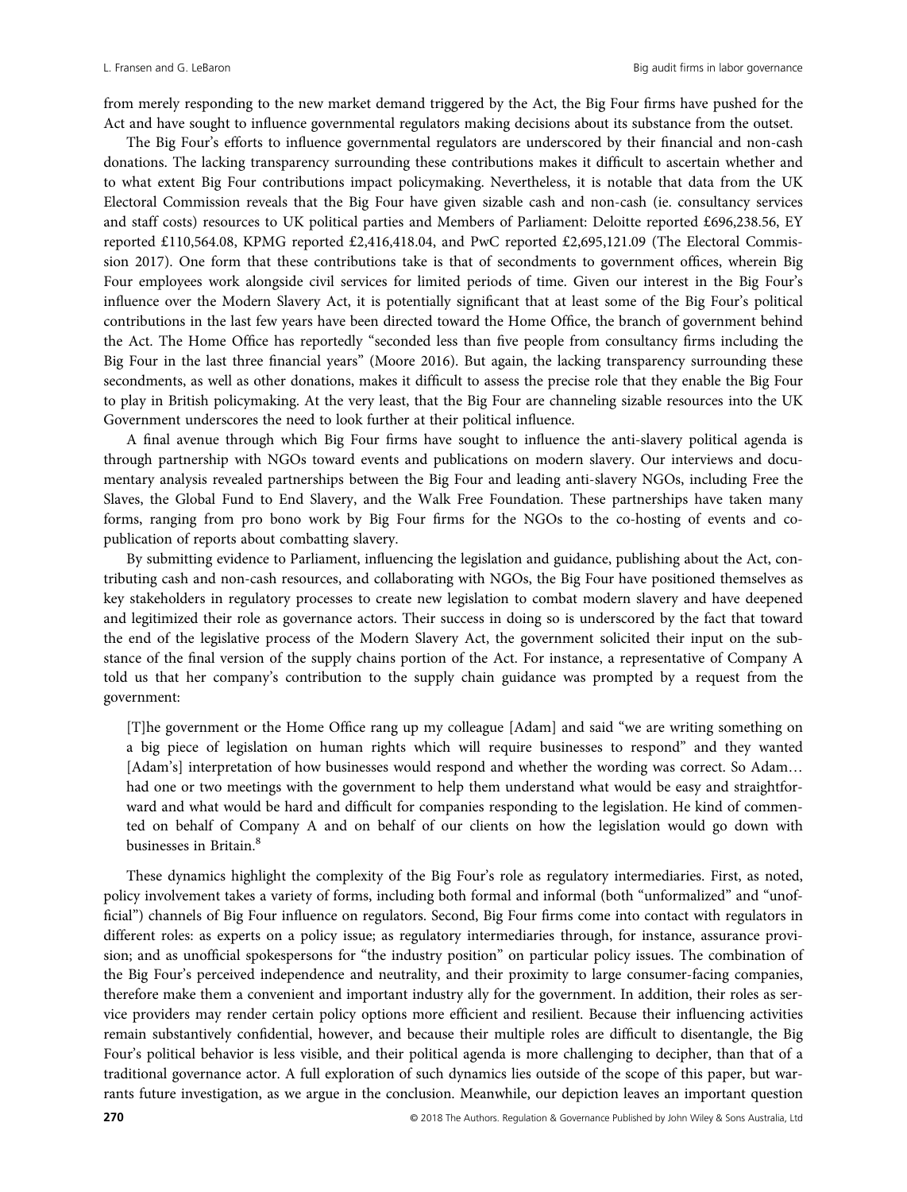from merely responding to the new market demand triggered by the Act, the Big Four firms have pushed for the Act and have sought to influence governmental regulators making decisions about its substance from the outset.

The Big Four's efforts to influence governmental regulators are underscored by their financial and non-cash donations. The lacking transparency surrounding these contributions makes it difficult to ascertain whether and to what extent Big Four contributions impact policymaking. Nevertheless, it is notable that data from the UK Electoral Commission reveals that the Big Four have given sizable cash and non-cash (ie. consultancy services and staff costs) resources to UK political parties and Members of Parliament: Deloitte reported £696,238.56, EY reported £110,564.08, KPMG reported £2,416,418.04, and PwC reported £2,695,121.09 (The Electoral Commission 2017). One form that these contributions take is that of secondments to government offices, wherein Big Four employees work alongside civil services for limited periods of time. Given our interest in the Big Four's influence over the Modern Slavery Act, it is potentially significant that at least some of the Big Four's political contributions in the last few years have been directed toward the Home Office, the branch of government behind the Act. The Home Office has reportedly "seconded less than five people from consultancy firms including the Big Four in the last three financial years" (Moore 2016). But again, the lacking transparency surrounding these secondments, as well as other donations, makes it difficult to assess the precise role that they enable the Big Four to play in British policymaking. At the very least, that the Big Four are channeling sizable resources into the UK Government underscores the need to look further at their political influence.

A final avenue through which Big Four firms have sought to influence the anti-slavery political agenda is through partnership with NGOs toward events and publications on modern slavery. Our interviews and documentary analysis revealed partnerships between the Big Four and leading anti-slavery NGOs, including Free the Slaves, the Global Fund to End Slavery, and the Walk Free Foundation. These partnerships have taken many forms, ranging from pro bono work by Big Four firms for the NGOs to the co-hosting of events and co-publication of reports about combatting slavery.

By submitting evidence to Parliament, influencing the legislation and guidance, publishing about the Act, contributing cash and non-cash resources, and collaborating with NGOs, the Big Four have positioned themselves as key stakeholders in regulatory processes to create new legislation to combat modern slavery and have deepened and legitimized their role as governance actors. Their success in doing so is underscored by the fact that toward the end of the legislative process of the Modern Slavery Act, the government solicited their input on the substance of the final version of the supply chains portion of the Act. For instance, a representative of Company A told us that her company's contribution to the supply chain guidance was prompted by a request from the government:

> [T]he government or the Home Office rang up my colleague [Adam] and said "we are writing something on a big piece of legislation on human rights which will require businesses to respond" and they wanted [Adam's] interpretation of how businesses would respond and whether the wording was correct. So Adam… had one or two meetings with the government to help them understand what would be easy and straightforward and what would be hard and difficult for companies responding to the legislation. He kind of commented on behalf of Company A and on behalf of our clients on how the legislation would go down with businesses in Britain.[8]

These dynamics highlight the complexity of the Big Four's role as regulatory intermediaries. First, as noted, policy involvement takes a variety of forms, including both formal and informal (both "unformalized" and "unofficial") channels of Big Four influence on regulators. Second, Big Four firms come into contact with regulators in different roles: as experts on a policy issue; as regulatory intermediaries through, for instance, assurance provision; and as unofficial spokespersons for "the industry position" on particular policy issues. The combination of the Big Four's perceived independence and neutrality, and their proximity to large consumer-facing companies, therefore make them a convenient and important industry ally for the government. In addition, their roles as service providers may render certain policy options more efficient and resilient. Because their influencing activities remain substantively confidential, however, and because their multiple roles are difficult to disentangle, the Big Four's political behavior is less visible, and their political agenda is more challenging to decipher, than that of a traditional governance actor. A full exploration of such dynamics lies outside of the scope of this paper, but warrants future investigation, as we argue in the conclusion. Meanwhile, our depiction leaves an important question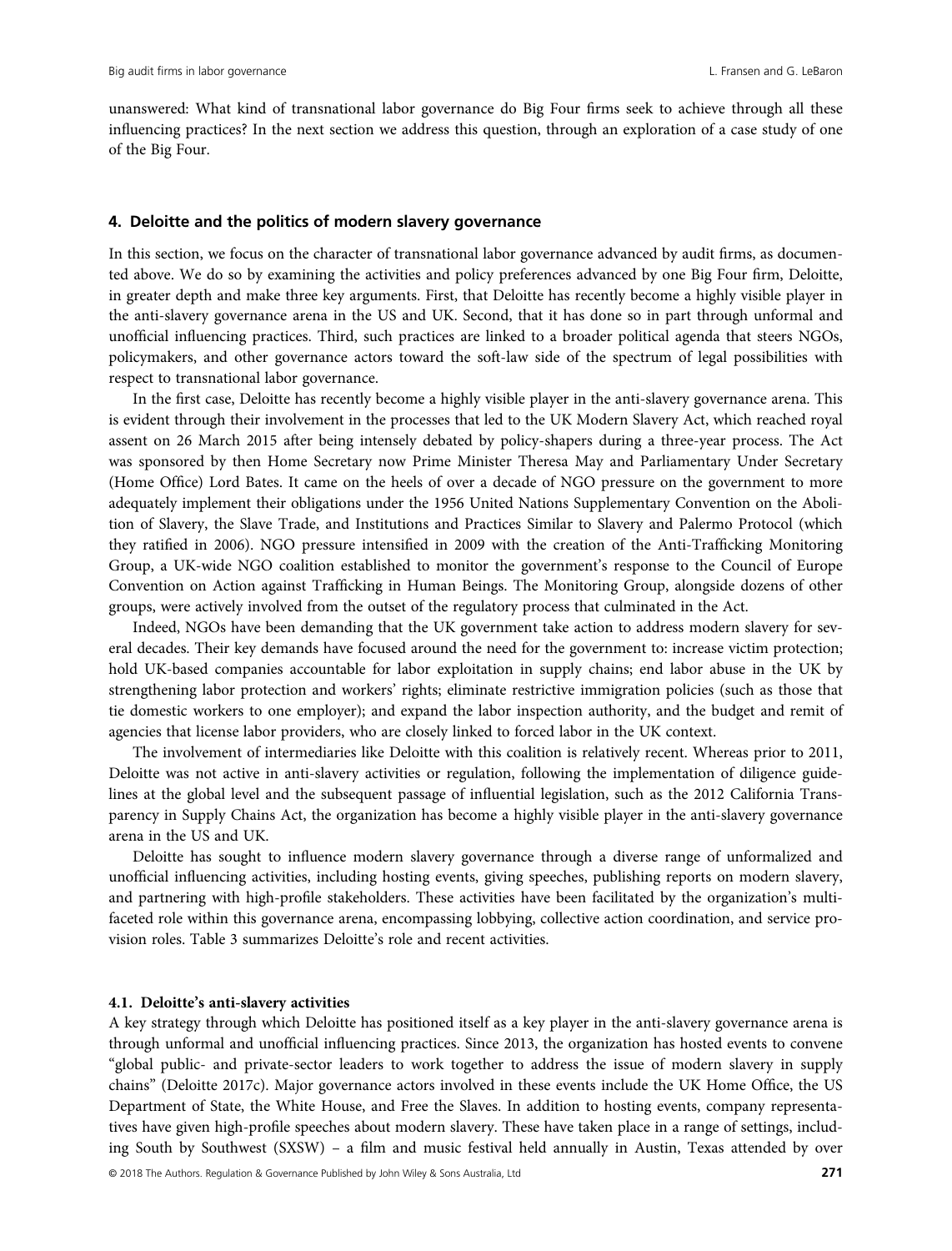unanswered: What kind of transnational labor governance do Big Four firms seek to achieve through all these influencing practices? In the next section we address this question, through an exploration of a case study of one of the Big Four.

## 4. Deloitte and the politics of modern slavery governance

In this section, we focus on the character of transnational labor governance advanced by audit firms, as documented above. We do so by examining the activities and policy preferences advanced by one Big Four firm, Deloitte, in greater depth and make three key arguments. First, that Deloitte has recently become a highly visible player in the anti-slavery governance arena in the US and UK. Second, that it has done so in part through unformal and unofficial influencing practices. Third, such practices are linked to a broader political agenda that steers NGOs, policymakers, and other governance actors toward the soft-law side of the spectrum of legal possibilities with respect to transnational labor governance.

In the first case, Deloitte has recently become a highly visible player in the anti-slavery governance arena. This is evident through their involvement in the processes that led to the UK Modern Slavery Act, which reached royal assent on 26 March 2015 after being intensely debated by policy-shapers during a three-year process. The Act was sponsored by then Home Secretary now Prime Minister Theresa May and Parliamentary Under Secretary (Home Office) Lord Bates. It came on the heels of over a decade of NGO pressure on the government to more adequately implement their obligations under the 1956 United Nations Supplementary Convention on the Abolition of Slavery, the Slave Trade, and Institutions and Practices Similar to Slavery and Palermo Protocol (which they ratified in 2006). NGO pressure intensified in 2009 with the creation of the Anti-Trafficking Monitoring Group, a UK-wide NGO coalition established to monitor the government's response to the Council of Europe Convention on Action against Trafficking in Human Beings. The Monitoring Group, alongside dozens of other groups, were actively involved from the outset of the regulatory process that culminated in the Act.

Indeed, NGOs have been demanding that the UK government take action to address modern slavery for several decades. Their key demands have focused around the need for the government to: increase victim protection; hold UK-based companies accountable for labor exploitation in supply chains; end labor abuse in the UK by strengthening labor protection and workers' rights; eliminate restrictive immigration policies (such as those that tie domestic workers to one employer); and expand the labor inspection authority, and the budget and remit of agencies that license labor providers, who are closely linked to forced labor in the UK context.

The involvement of intermediaries like Deloitte with this coalition is relatively recent. Whereas prior to 2011, Deloitte was not active in anti-slavery activities or regulation, following the implementation of diligence guidelines at the global level and the subsequent passage of influential legislation, such as the 2012 California Transparency in Supply Chains Act, the organization has become a highly visible player in the anti-slavery governance arena in the US and UK.

Deloitte has sought to influence modern slavery governance through a diverse range of unformalized and unofficial influencing activities, including hosting events, giving speeches, publishing reports on modern slavery, and partnering with high-profile stakeholders. These activities have been facilitated by the organization's multifaceted role within this governance arena, encompassing lobbying, collective action coordination, and service provision roles. Table 3 summarizes Deloitte's role and recent activities.

### 4.1. Deloitte's anti-slavery activities

A key strategy through which Deloitte has positioned itself as a key player in the anti-slavery governance arena is through unformal and unofficial influencing practices. Since 2013, the organization has hosted events to convene "global public- and private-sector leaders to work together to address the issue of modern slavery in supply chains" (Deloitte 2017c). Major governance actors involved in these events include the UK Home Office, the US Department of State, the White House, and Free the Slaves. In addition to hosting events, company representatives have given high-profile speeches about modern slavery. These have taken place in a range of settings, including South by Southwest (SXSW) – a film and music festival held annually in Austin, Texas attended by over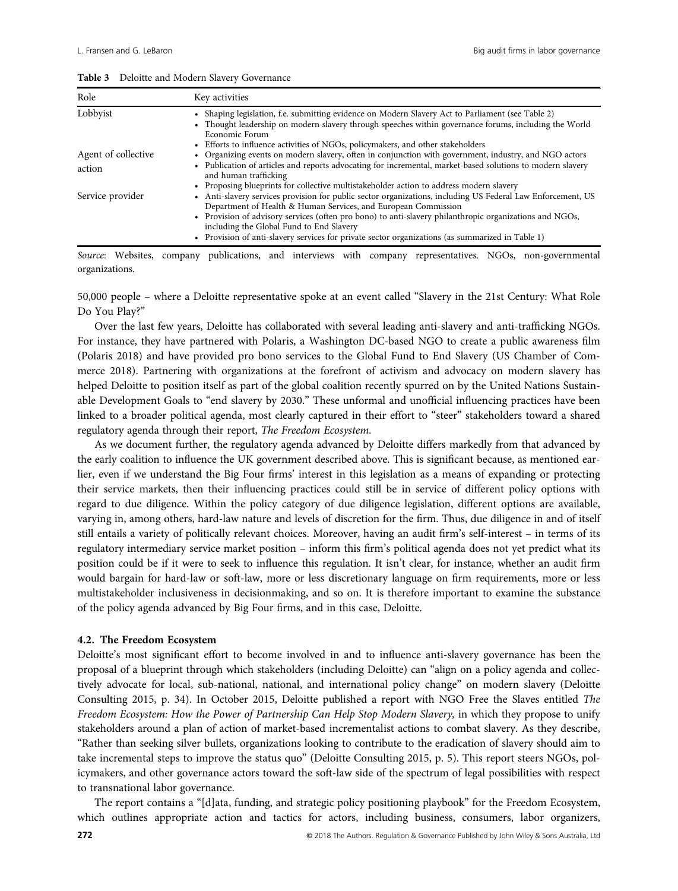**Table 3** Deloitte and Modern Slavery Governance

| Role | Key activities |
| --- | --- |
| Lobbyist | • Shaping legislation, f.e. submitting evidence on Modern Slavery Act to Parliament (see Table 2) • Thought leadership on modern slavery through speeches within governance forums, including the World Economic Forum • Efforts to influence activities of NGOs, policymakers, and other stakeholders |
| Agent of collective action | • Organizing events on modern slavery, often in conjunction with government, industry, and NGO actors • Publication of articles and reports advocating for incremental, market-based solutions to modern slavery and human trafficking • Proposing blueprints for collective multistakeholder action to address modern slavery |
| Service provider | • Anti-slavery services provision for public sector organizations, including US Federal Law Enforcement, US Department of Health & Human Services, and European Commission • Provision of advisory services (often pro bono) to anti-slavery philanthropic organizations and NGOs, including the Global Fund to End Slavery • Provision of anti-slavery services for private sector organizations (as summarized in Table 1) |

*Source*: Websites, company publications, and interviews with company representatives. NGOs, non-governmental organizations.

50,000 people – where a Deloitte representative spoke at an event called "Slavery in the 21st Century: What Role Do You Play?"

Over the last few years, Deloitte has collaborated with several leading anti-slavery and anti-trafficking NGOs. For instance, they have partnered with Polaris, a Washington DC-based NGO to create a public awareness film (Polaris 2018) and have provided pro bono services to the Global Fund to End Slavery (US Chamber of Commerce 2018). Partnering with organizations at the forefront of activism and advocacy on modern slavery has helped Deloitte to position itself as part of the global coalition recently spurred on by the United Nations Sustainable Development Goals to "end slavery by 2030." These unformal and unofficial influencing practices have been linked to a broader political agenda, most clearly captured in their effort to "steer" stakeholders toward a shared regulatory agenda through their report, *The Freedom Ecosystem.*

As we document further, the regulatory agenda advanced by Deloitte differs markedly from that advanced by the early coalition to influence the UK government described above. This is significant because, as mentioned earlier, even if we understand the Big Four firms' interest in this legislation as a means of expanding or protecting their service markets, then their influencing practices could still be in service of different policy options with regard to due diligence. Within the policy category of due diligence legislation, different options are available, varying in, among others, hard-law nature and levels of discretion for the firm. Thus, due diligence in and of itself still entails a variety of politically relevant choices. Moreover, having an audit firm's self-interest – in terms of its regulatory intermediary service market position – inform this firm's political agenda does not yet predict what its position could be if it were to seek to influence this regulation. It isn't clear, for instance, whether an audit firm would bargain for hard-law or soft-law, more or less discretionary language on firm requirements, more or less multistakeholder inclusiveness in decisionmaking, and so on. It is therefore important to examine the substance of the policy agenda advanced by Big Four firms, and in this case, Deloitte.

### 4.2. The Freedom Ecosystem

Deloitte's most significant effort to become involved in and to influence anti-slavery governance has been the proposal of a blueprint through which stakeholders (including Deloitte) can "align on a policy agenda and collectively advocate for local, sub-national, national, and international policy change" on modern slavery (Deloitte Consulting 2015, p. 34). In October 2015, Deloitte published a report with NGO Free the Slaves entitled *The Freedom Ecosystem: How the Power of Partnership Can Help Stop Modern Slavery,* in which they propose to unify stakeholders around a plan of action of market-based incrementalist actions to combat slavery. As they describe, "Rather than seeking silver bullets, organizations looking to contribute to the eradication of slavery should aim to take incremental steps to improve the status quo" (Deloitte Consulting 2015, p. 5). This report steers NGOs, policymakers, and other governance actors toward the soft-law side of the spectrum of legal possibilities with respect to transnational labor governance.

The report contains a "[d]ata, funding, and strategic policy positioning playbook" for the Freedom Ecosystem, which outlines appropriate action and tactics for actors, including business, consumers, labor organizers,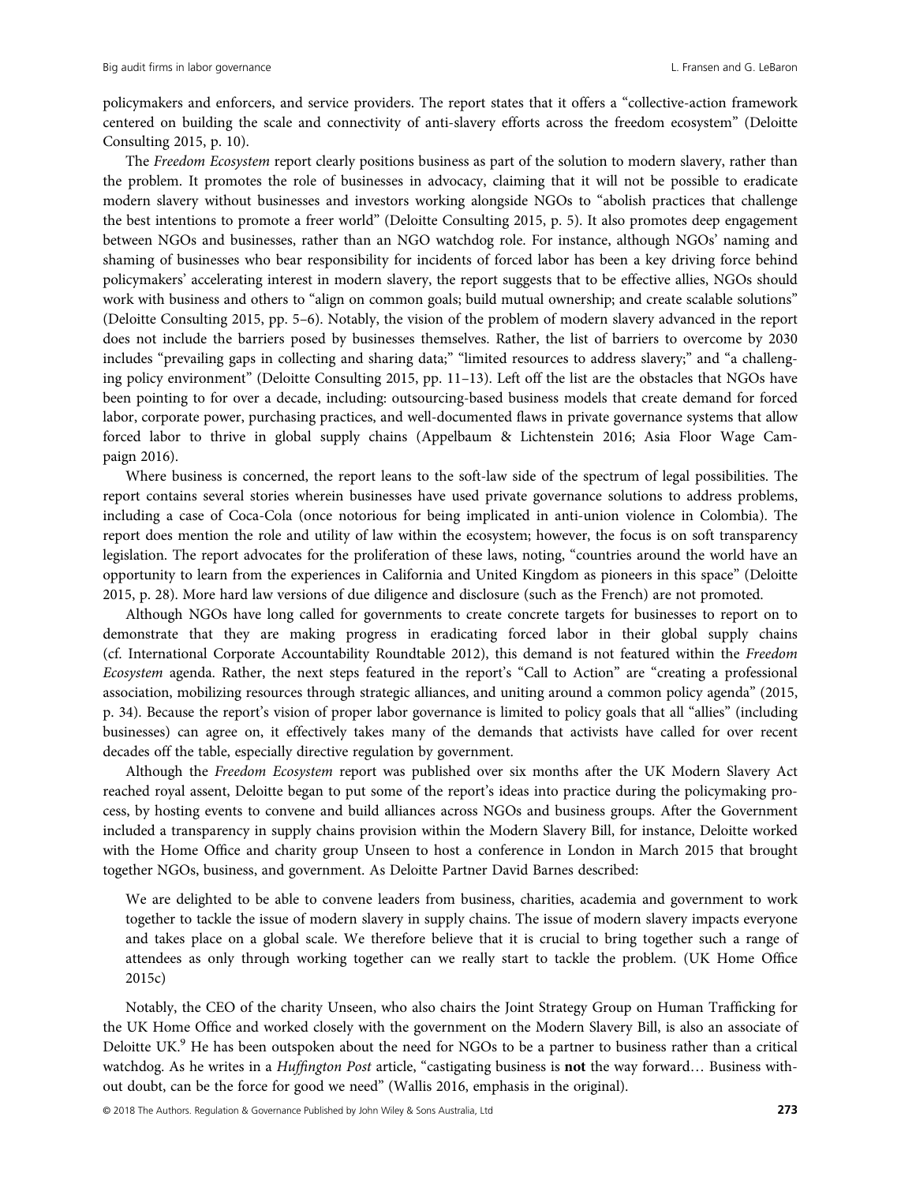policymakers and enforcers, and service providers. The report states that it offers a "collective-action framework centered on building the scale and connectivity of anti-slavery efforts across the freedom ecosystem" (Deloitte Consulting 2015, p. 10).

The *Freedom Ecosystem* report clearly positions business as part of the solution to modern slavery, rather than the problem. It promotes the role of businesses in advocacy, claiming that it will not be possible to eradicate modern slavery without businesses and investors working alongside NGOs to "abolish practices that challenge the best intentions to promote a freer world" (Deloitte Consulting 2015, p. 5). It also promotes deep engagement between NGOs and businesses, rather than an NGO watchdog role. For instance, although NGOs' naming and shaming of businesses who bear responsibility for incidents of forced labor has been a key driving force behind policymakers' accelerating interest in modern slavery, the report suggests that to be effective allies, NGOs should work with business and others to "align on common goals; build mutual ownership; and create scalable solutions" (Deloitte Consulting 2015, pp. 5–6). Notably, the vision of the problem of modern slavery advanced in the report does not include the barriers posed by businesses themselves. Rather, the list of barriers to overcome by 2030 includes "prevailing gaps in collecting and sharing data;" "limited resources to address slavery;" and "a challenging policy environment" (Deloitte Consulting 2015, pp. 11–13). Left off the list are the obstacles that NGOs have been pointing to for over a decade, including: outsourcing-based business models that create demand for forced labor, corporate power, purchasing practices, and well-documented flaws in private governance systems that allow forced labor to thrive in global supply chains (Appelbaum & Lichtenstein 2016; Asia Floor Wage Campaign 2016).

Where business is concerned, the report leans to the soft-law side of the spectrum of legal possibilities. The report contains several stories wherein businesses have used private governance solutions to address problems, including a case of Coca-Cola (once notorious for being implicated in anti-union violence in Colombia). The report does mention the role and utility of law within the ecosystem; however, the focus is on soft transparency legislation. The report advocates for the proliferation of these laws, noting, "countries around the world have an opportunity to learn from the experiences in California and United Kingdom as pioneers in this space" (Deloitte 2015, p. 28). More hard law versions of due diligence and disclosure (such as the French) are not promoted.

Although NGOs have long called for governments to create concrete targets for businesses to report on to demonstrate that they are making progress in eradicating forced labor in their global supply chains (cf. International Corporate Accountability Roundtable 2012), this demand is not featured within the *Freedom Ecosystem* agenda. Rather, the next steps featured in the report's "Call to Action" are "creating a professional association, mobilizing resources through strategic alliances, and uniting around a common policy agenda" (2015, p. 34). Because the report's vision of proper labor governance is limited to policy goals that all "allies" (including businesses) can agree on, it effectively takes many of the demands that activists have called for over recent decades off the table, especially directive regulation by government.

Although the *Freedom Ecosystem* report was published over six months after the UK Modern Slavery Act reached royal assent, Deloitte began to put some of the report's ideas into practice during the policymaking process, by hosting events to convene and build alliances across NGOs and business groups. After the Government included a transparency in supply chains provision within the Modern Slavery Bill, for instance, Deloitte worked with the Home Office and charity group Unseen to host a conference in London in March 2015 that brought together NGOs, business, and government. As Deloitte Partner David Barnes described:

> We are delighted to be able to convene leaders from business, charities, academia and government to work together to tackle the issue of modern slavery in supply chains. The issue of modern slavery impacts everyone and takes place on a global scale. We therefore believe that it is crucial to bring together such a range of attendees as only through working together can we really start to tackle the problem. (UK Home Office 2015c)

Notably, the CEO of the charity Unseen, who also chairs the Joint Strategy Group on Human Trafficking for the UK Home Office and worked closely with the government on the Modern Slavery Bill, is also an associate of Deloitte UK.[9] He has been outspoken about the need for NGOs to be a partner to business rather than a critical watchdog. As he writes in a *Huffington Post* article, "castigating business is **not** the way forward… Business without doubt, can be the force for good we need" (Wallis 2016, emphasis in the original).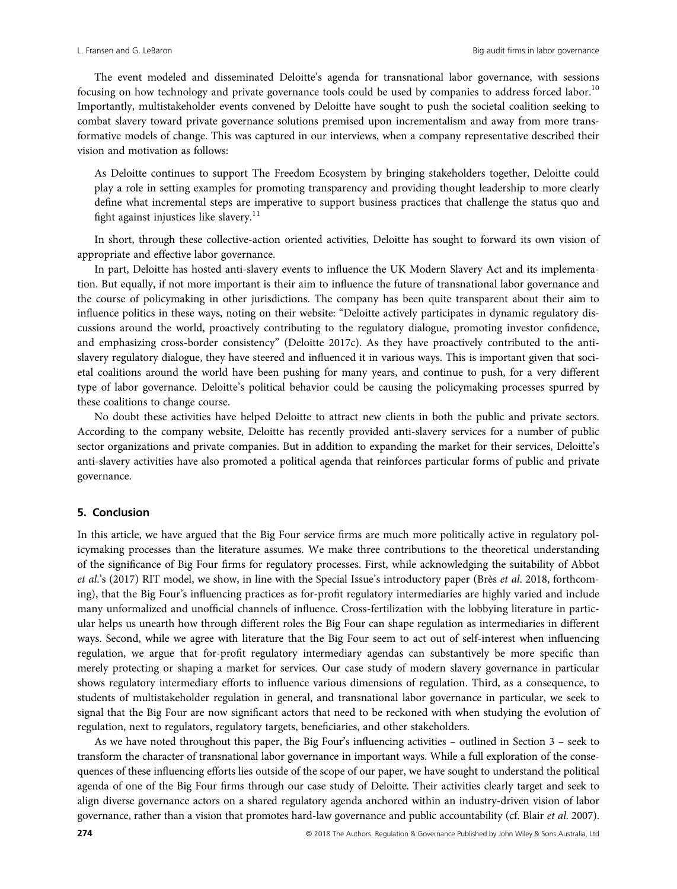The event modeled and disseminated Deloitte's agenda for transnational labor governance, with sessions focusing on how technology and private governance tools could be used by companies to address forced labor.[10] Importantly, multistakeholder events convened by Deloitte have sought to push the societal coalition seeking to combat slavery toward private governance solutions premised upon incrementalism and away from more transformative models of change. This was captured in our interviews, when a company representative described their vision and motivation as follows:

> As Deloitte continues to support The Freedom Ecosystem by bringing stakeholders together, Deloitte could play a role in setting examples for promoting transparency and providing thought leadership to more clearly define what incremental steps are imperative to support business practices that challenge the status quo and fight against injustices like slavery.[11]

In short, through these collective-action oriented activities, Deloitte has sought to forward its own vision of appropriate and effective labor governance.

In part, Deloitte has hosted anti-slavery events to influence the UK Modern Slavery Act and its implementation. But equally, if not more important is their aim to influence the future of transnational labor governance and the course of policymaking in other jurisdictions. The company has been quite transparent about their aim to influence politics in these ways, noting on their website: "Deloitte actively participates in dynamic regulatory discussions around the world, proactively contributing to the regulatory dialogue, promoting investor confidence, and emphasizing cross-border consistency" (Deloitte 2017c). As they have proactively contributed to the anti-slavery regulatory dialogue, they have steered and influenced it in various ways. This is important given that societal coalitions around the world have been pushing for many years, and continue to push, for a very different type of labor governance. Deloitte's political behavior could be causing the policymaking processes spurred by these coalitions to change course.

No doubt these activities have helped Deloitte to attract new clients in both the public and private sectors. According to the company website, Deloitte has recently provided anti-slavery services for a number of public sector organizations and private companies. But in addition to expanding the market for their services, Deloitte's anti-slavery activities have also promoted a political agenda that reinforces particular forms of public and private governance.

## 5. Conclusion

In this article, we have argued that the Big Four service firms are much more politically active in regulatory policymaking processes than the literature assumes. We make three contributions to the theoretical understanding of the significance of Big Four firms for regulatory processes. First, while acknowledging the suitability of Abbot *et al.*'s (2017) RIT model, we show, in line with the Special Issue's introductory paper (Brès *et al.* 2018, forthcoming), that the Big Four's influencing practices as for-profit regulatory intermediaries are highly varied and include many unformalized and unofficial channels of influence. Cross-fertilization with the lobbying literature in particular helps us unearth how through different roles the Big Four can shape regulation as intermediaries in different ways. Second, while we agree with literature that the Big Four seem to act out of self-interest when influencing regulation, we argue that for-profit regulatory intermediary agendas can substantively be more specific than merely protecting or shaping a market for services. Our case study of modern slavery governance in particular shows regulatory intermediary efforts to influence various dimensions of regulation. Third, as a consequence, to students of multistakeholder regulation in general, and transnational labor governance in particular, we seek to signal that the Big Four are now significant actors that need to be reckoned with when studying the evolution of regulation, next to regulators, regulatory targets, beneficiaries, and other stakeholders.

As we have noted throughout this paper, the Big Four's influencing activities – outlined in Section 3 – seek to transform the character of transnational labor governance in important ways. While a full exploration of the consequences of these influencing efforts lies outside of the scope of our paper, we have sought to understand the political agenda of one of the Big Four firms through our case study of Deloitte. Their activities clearly target and seek to align diverse governance actors on a shared regulatory agenda anchored within an industry-driven vision of labor governance, rather than a vision that promotes hard-law governance and public accountability (cf. Blair *et al.* 2007).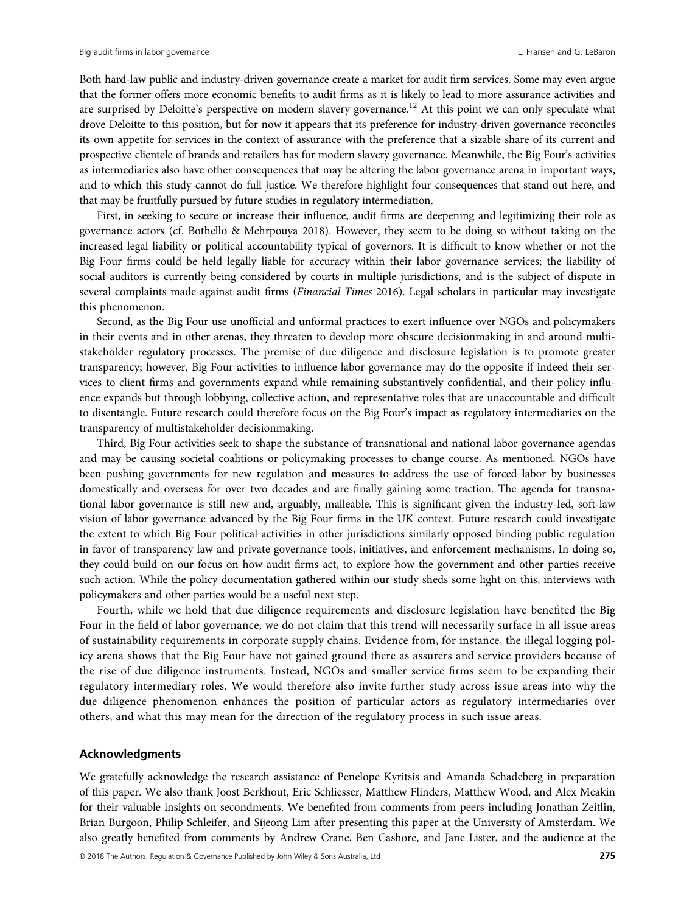Both hard-law public and industry-driven governance create a market for audit firm services. Some may even argue that the former offers more economic benefits to audit firms as it is likely to lead to more assurance activities and are surprised by Deloitte's perspective on modern slavery governance.[12] At this point we can only speculate what drove Deloitte to this position, but for now it appears that its preference for industry-driven governance reconciles its own appetite for services in the context of assurance with the preference that a sizable share of its current and prospective clientele of brands and retailers has for modern slavery governance. Meanwhile, the Big Four's activities as intermediaries also have other consequences that may be altering the labor governance arena in important ways, and to which this study cannot do full justice. We therefore highlight four consequences that stand out here, and that may be fruitfully pursued by future studies in regulatory intermediation.

First, in seeking to secure or increase their influence, audit firms are deepening and legitimizing their role as governance actors (cf. Bothello & Mehrpouya 2018). However, they seem to be doing so without taking on the increased legal liability or political accountability typical of governors. It is difficult to know whether or not the Big Four firms could be held legally liable for accuracy within their labor governance services; the liability of social auditors is currently being considered by courts in multiple jurisdictions, and is the subject of dispute in several complaints made against audit firms (*Financial Times* 2016). Legal scholars in particular may investigate this phenomenon.

Second, as the Big Four use unofficial and unformal practices to exert influence over NGOs and policymakers in their events and in other arenas, they threaten to develop more obscure decisionmaking in and around multistakeholder regulatory processes. The premise of due diligence and disclosure legislation is to promote greater transparency; however, Big Four activities to influence labor governance may do the opposite if indeed their services to client firms and governments expand while remaining substantively confidential, and their policy influence expands but through lobbying, collective action, and representative roles that are unaccountable and difficult to disentangle. Future research could therefore focus on the Big Four's impact as regulatory intermediaries on the transparency of multistakeholder decisionmaking.

Third, Big Four activities seek to shape the substance of transnational and national labor governance agendas and may be causing societal coalitions or policymaking processes to change course. As mentioned, NGOs have been pushing governments for new regulation and measures to address the use of forced labor by businesses domestically and overseas for over two decades and are finally gaining some traction. The agenda for transnational labor governance is still new and, arguably, malleable. This is significant given the industry-led, soft-law vision of labor governance advanced by the Big Four firms in the UK context. Future research could investigate the extent to which Big Four political activities in other jurisdictions similarly opposed binding public regulation in favor of transparency law and private governance tools, initiatives, and enforcement mechanisms. In doing so, they could build on our focus on how audit firms act, to explore how the government and other parties receive such action. While the policy documentation gathered within our study sheds some light on this, interviews with policymakers and other parties would be a useful next step.

Fourth, while we hold that due diligence requirements and disclosure legislation have benefited the Big Four in the field of labor governance, we do not claim that this trend will necessarily surface in all issue areas of sustainability requirements in corporate supply chains. Evidence from, for instance, the illegal logging policy arena shows that the Big Four have not gained ground there as assurers and service providers because of the rise of due diligence instruments. Instead, NGOs and smaller service firms seem to be expanding their regulatory intermediary roles. We would therefore also invite further study across issue areas into why the due diligence phenomenon enhances the position of particular actors as regulatory intermediaries over others, and what this may mean for the direction of the regulatory process in such issue areas.

## Acknowledgments

We gratefully acknowledge the research assistance of Penelope Kyritsis and Amanda Schadeberg in preparation of this paper. We also thank Joost Berkhout, Eric Schliesser, Matthew Flinders, Matthew Wood, and Alex Meakin for their valuable insights on secondments. We benefited from comments from peers including Jonathan Zeitlin, Brian Burgoon, Philip Schleifer, and Sijeong Lim after presenting this paper at the University of Amsterdam. We also greatly benefited from comments by Andrew Crane, Ben Cashore, and Jane Lister, and the audience at the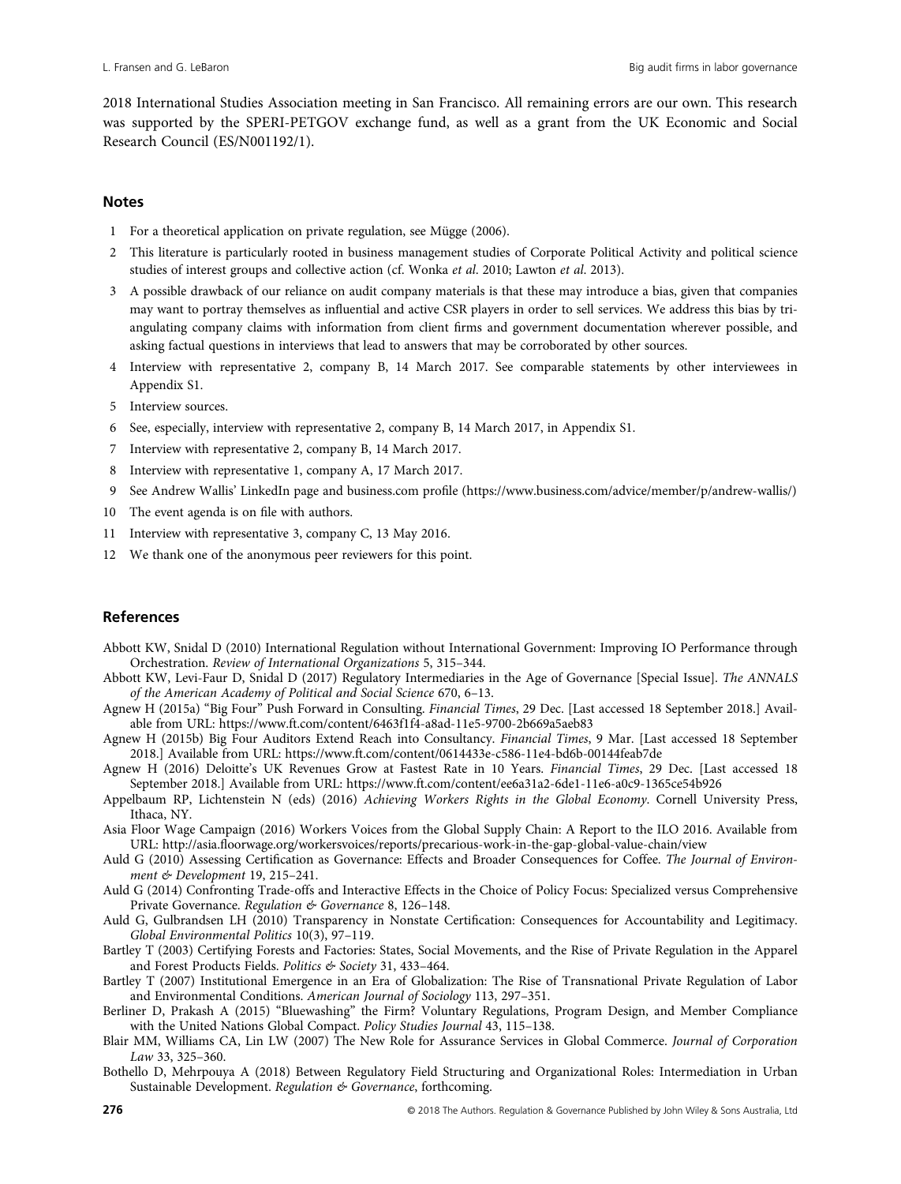2018 International Studies Association meeting in San Francisco. All remaining errors are our own. This research was supported by the SPERI-PETGOV exchange fund, as well as a grant from the UK Economic and Social Research Council (ES/N001192/1).

## Notes

1. For a theoretical application on private regulation, see Mügge (2006).
2. This literature is particularly rooted in business management studies of Corporate Political Activity and political science studies of interest groups and collective action (cf. Wonka *et al.* 2010; Lawton *et al.* 2013).
3. A possible drawback of our reliance on audit company materials is that these may introduce a bias, given that companies may want to portray themselves as influential and active CSR players in order to sell services. We address this bias by triangulating company claims with information from client firms and government documentation wherever possible, and asking factual questions in interviews that lead to answers that may be corroborated by other sources.
4. Interview with representative 2, company B, 14 March 2017. See comparable statements by other interviewees in Appendix S1.
5. Interview sources.
6. See, especially, interview with representative 2, company B, 14 March 2017, in Appendix S1.
7. Interview with representative 2, company B, 14 March 2017.
8. Interview with representative 1, company A, 17 March 2017.
9. See Andrew Wallis' LinkedIn page and business.com profile (https://www.business.com/advice/member/p/andrew-wallis/)
10. The event agenda is on file with authors.
11. Interview with representative 3, company C, 13 May 2016.
12. We thank one of the anonymous peer reviewers for this point.

## References

Abbott KW, Snidal D (2010) International Regulation without International Government: Improving IO Performance through Orchestration. *Review of International Organizations* 5, 315–344.

Abbott KW, Levi-Faur D, Snidal D (2017) Regulatory Intermediaries in the Age of Governance [Special Issue]. *The ANNALS of the American Academy of Political and Social Science* 670, 6–13.

Agnew H (2015a) "Big Four" Push Forward in Consulting. *Financial Times*, 29 Dec. [Last accessed 18 September 2018.] Available from URL: https://www.ft.com/content/6463f1f4-a8ad-11e5-9700-2b669a5aeb83

Agnew H (2015b) Big Four Auditors Extend Reach into Consultancy. *Financial Times*, 9 Mar. [Last accessed 18 September 2018.] Available from URL: https://www.ft.com/content/0614433e-c586-11e4-bd6b-00144feab7de

Agnew H (2016) Deloitte's UK Revenues Grow at Fastest Rate in 10 Years. *Financial Times*, 29 Dec. [Last accessed 18 September 2018.] Available from URL: https://www.ft.com/content/ee6a31a2-6de1-11e6-a0c9-1365ce54b926

Appelbaum RP, Lichtenstein N (eds) (2016) *Achieving Workers Rights in the Global Economy*. Cornell University Press, Ithaca, NY.

Asia Floor Wage Campaign (2016) Workers Voices from the Global Supply Chain: A Report to the ILO 2016. Available from URL: http://asia.floorwage.org/workersvoices/reports/precarious-work-in-the-gap-global-value-chain/view

Auld G (2010) Assessing Certification as Governance: Effects and Broader Consequences for Coffee. *The Journal of Environment & Development* 19, 215–241.

Auld G (2014) Confronting Trade-offs and Interactive Effects in the Choice of Policy Focus: Specialized versus Comprehensive Private Governance. *Regulation & Governance* 8, 126–148.

Auld G, Gulbrandsen LH (2010) Transparency in Nonstate Certification: Consequences for Accountability and Legitimacy. *Global Environmental Politics* 10(3), 97–119.

Bartley T (2003) Certifying Forests and Factories: States, Social Movements, and the Rise of Private Regulation in the Apparel and Forest Products Fields. *Politics & Society* 31, 433–464.

Bartley T (2007) Institutional Emergence in an Era of Globalization: The Rise of Transnational Private Regulation of Labor and Environmental Conditions. *American Journal of Sociology* 113, 297–351.

Berliner D, Prakash A (2015) "Bluewashing" the Firm? Voluntary Regulations, Program Design, and Member Compliance with the United Nations Global Compact. *Policy Studies Journal* 43, 115–138.

Blair MM, Williams CA, Lin LW (2007) The New Role for Assurance Services in Global Commerce. *Journal of Corporation Law* 33, 325–360.

Bothello D, Mehrpouya A (2018) Between Regulatory Field Structuring and Organizational Roles: Intermediation in Urban Sustainable Development. *Regulation & Governance*, forthcoming.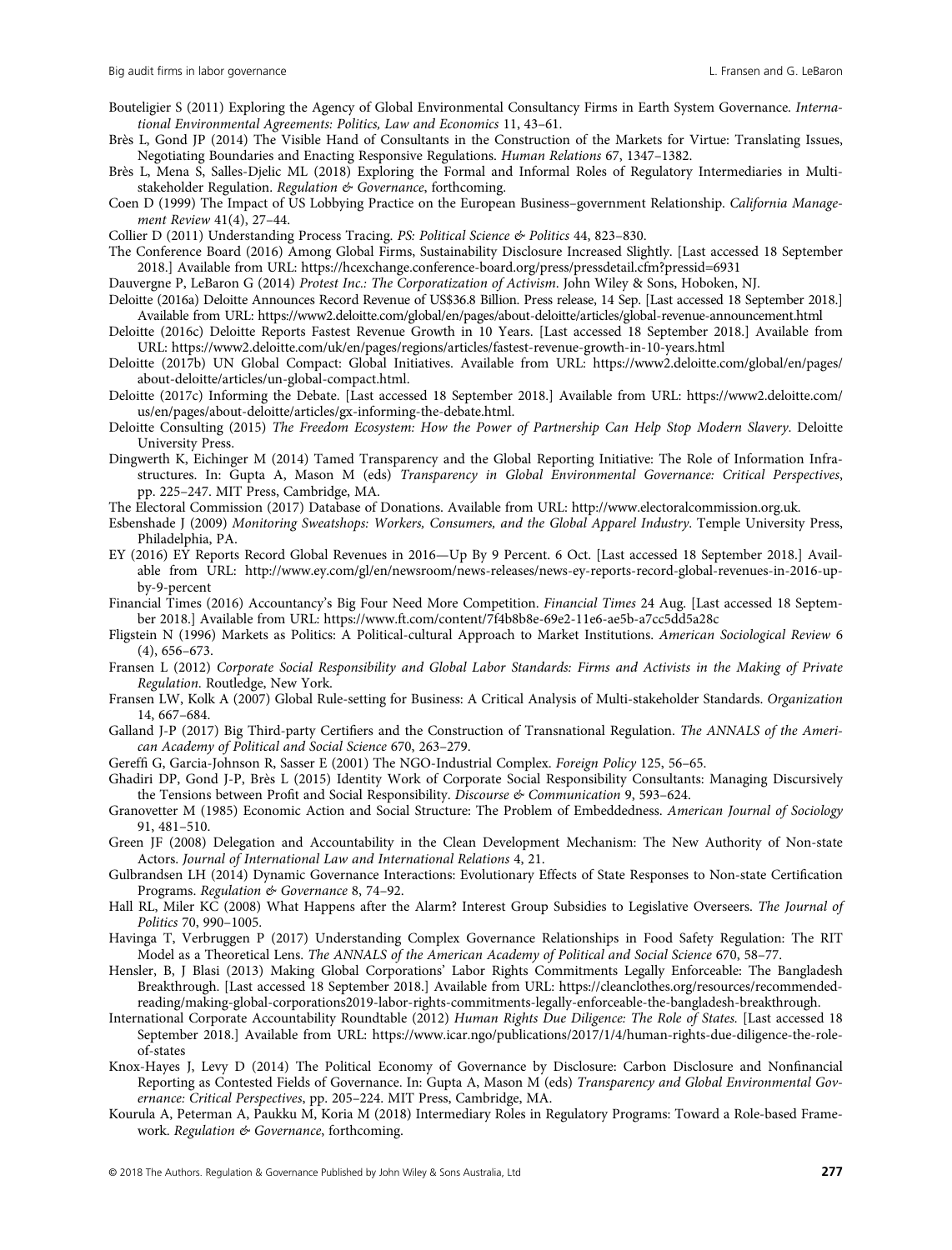Bouteligier S (2011) Exploring the Agency of Global Environmental Consultancy Firms in Earth System Governance. *International Environmental Agreements: Politics, Law and Economics* 11, 43–61.

Brès L, Gond JP (2014) The Visible Hand of Consultants in the Construction of the Markets for Virtue: Translating Issues, Negotiating Boundaries and Enacting Responsive Regulations. *Human Relations* 67, 1347–1382.

Brès L, Mena S, Salles-Djelic ML (2018) Exploring the Formal and Informal Roles of Regulatory Intermediaries in Multi-stakeholder Regulation. *Regulation & Governance*, forthcoming.

Coen D (1999) The Impact of US Lobbying Practice on the European Business–government Relationship. *California Management Review* 41(4), 27–44.

Collier D (2011) Understanding Process Tracing. *PS: Political Science & Politics* 44, 823–830.

The Conference Board (2016) Among Global Firms, Sustainability Disclosure Increased Slightly. [Last accessed 18 September 2018.] Available from URL: https://hcexchange.conference-board.org/press/pressdetail.cfm?pressid=6931

Dauvergne P, LeBaron G (2014) *Protest Inc.: The Corporatization of Activism*. John Wiley & Sons, Hoboken, NJ.

Deloitte (2016a) Deloitte Announces Record Revenue of US$36.8 Billion. Press release, 14 Sep. [Last accessed 18 September 2018.] Available from URL: https://www2.deloitte.com/global/en/pages/about-deloitte/articles/global-revenue-announcement.html

Deloitte (2016c) Deloitte Reports Fastest Revenue Growth in 10 Years. [Last accessed 18 September 2018.] Available from URL: https://www2.deloitte.com/uk/en/pages/regions/articles/fastest-revenue-growth-in-10-years.html

Deloitte (2017b) UN Global Compact: Global Initiatives. Available from URL: https://www2.deloitte.com/global/en/pages/about-deloitte/articles/un-global-compact.html.

Deloitte (2017c) Informing the Debate. [Last accessed 18 September 2018.] Available from URL: https://www2.deloitte.com/us/en/pages/about-deloitte/articles/gx-informing-the-debate.html.

Deloitte Consulting (2015) *The Freedom Ecosystem: How the Power of Partnership Can Help Stop Modern Slavery*. Deloitte University Press.

Dingwerth K, Eichinger M (2014) Tamed Transparency and the Global Reporting Initiative: The Role of Information Infrastructures. In: Gupta A, Mason M (eds) *Transparency in Global Environmental Governance: Critical Perspectives*, pp. 225–247. MIT Press, Cambridge, MA.

The Electoral Commission (2017) Database of Donations. Available from URL: http://www.electoralcommission.org.uk.

Esbenshade J (2009) *Monitoring Sweatshops: Workers, Consumers, and the Global Apparel Industry*. Temple University Press, Philadelphia, PA.

EY (2016) EY Reports Record Global Revenues in 2016—Up By 9 Percent. 6 Oct. [Last accessed 18 September 2018.] Available from URL: http://www.ey.com/gl/en/newsroom/news-releases/news-ey-reports-record-global-revenues-in-2016-up-by-9-percent

Financial Times (2016) Accountancy's Big Four Need More Competition. *Financial Times* 24 Aug. [Last accessed 18 September 2018.] Available from URL: https://www.ft.com/content/7f4b8b8e-69e2-11e6-ae5b-a7cc5dd5a28c

Fligstein N (1996) Markets as Politics: A Political-cultural Approach to Market Institutions. *American Sociological Review* 6 (4), 656–673.

Fransen L (2012) *Corporate Social Responsibility and Global Labor Standards: Firms and Activists in the Making of Private Regulation*. Routledge, New York.

Fransen LW, Kolk A (2007) Global Rule-setting for Business: A Critical Analysis of Multi-stakeholder Standards. *Organization* 14, 667–684.

Galland J-P (2017) Big Third-party Certifiers and the Construction of Transnational Regulation. *The ANNALS of the American Academy of Political and Social Science* 670, 263–279.

Gereffi G, Garcia-Johnson R, Sasser E (2001) The NGO-Industrial Complex. *Foreign Policy* 125, 56–65.

Ghadiri DP, Gond J-P, Brès L (2015) Identity Work of Corporate Social Responsibility Consultants: Managing Discursively the Tensions between Profit and Social Responsibility. *Discourse & Communication* 9, 593–624.

Granovetter M (1985) Economic Action and Social Structure: The Problem of Embeddedness. *American Journal of Sociology* 91, 481–510.

Green JF (2008) Delegation and Accountability in the Clean Development Mechanism: The New Authority of Non-state Actors. *Journal of International Law and International Relations* 4, 21.

Gulbrandsen LH (2014) Dynamic Governance Interactions: Evolutionary Effects of State Responses to Non-state Certification Programs. *Regulation & Governance* 8, 74–92.

Hall RL, Miler KC (2008) What Happens after the Alarm? Interest Group Subsidies to Legislative Overseers. *The Journal of Politics* 70, 990–1005.

Havinga T, Verbruggen P (2017) Understanding Complex Governance Relationships in Food Safety Regulation: The RIT Model as a Theoretical Lens. *The ANNALS of the American Academy of Political and Social Science* 670, 58–77.

Hensler, B, J Blasi (2013) Making Global Corporations' Labor Rights Commitments Legally Enforceable: The Bangladesh Breakthrough. [Last accessed 18 September 2018.] Available from URL: https://cleanclothes.org/resources/recommended-reading/making-global-corporations2019-labor-rights-commitments-legally-enforceable-the-bangladesh-breakthrough.

International Corporate Accountability Roundtable (2012) *Human Rights Due Diligence: The Role of States*. [Last accessed 18 September 2018.] Available from URL: https://www.icar.ngo/publications/2017/1/4/human-rights-due-diligence-the-role-of-states

Knox-Hayes J, Levy D (2014) The Political Economy of Governance by Disclosure: Carbon Disclosure and Nonfinancial Reporting as Contested Fields of Governance. In: Gupta A, Mason M (eds) *Transparency and Global Environmental Governance: Critical Perspectives*, pp. 205–224. MIT Press, Cambridge, MA.

Kourula A, Peterman A, Paukku M, Koria M (2018) Intermediary Roles in Regulatory Programs: Toward a Role-based Framework. *Regulation & Governance*, forthcoming.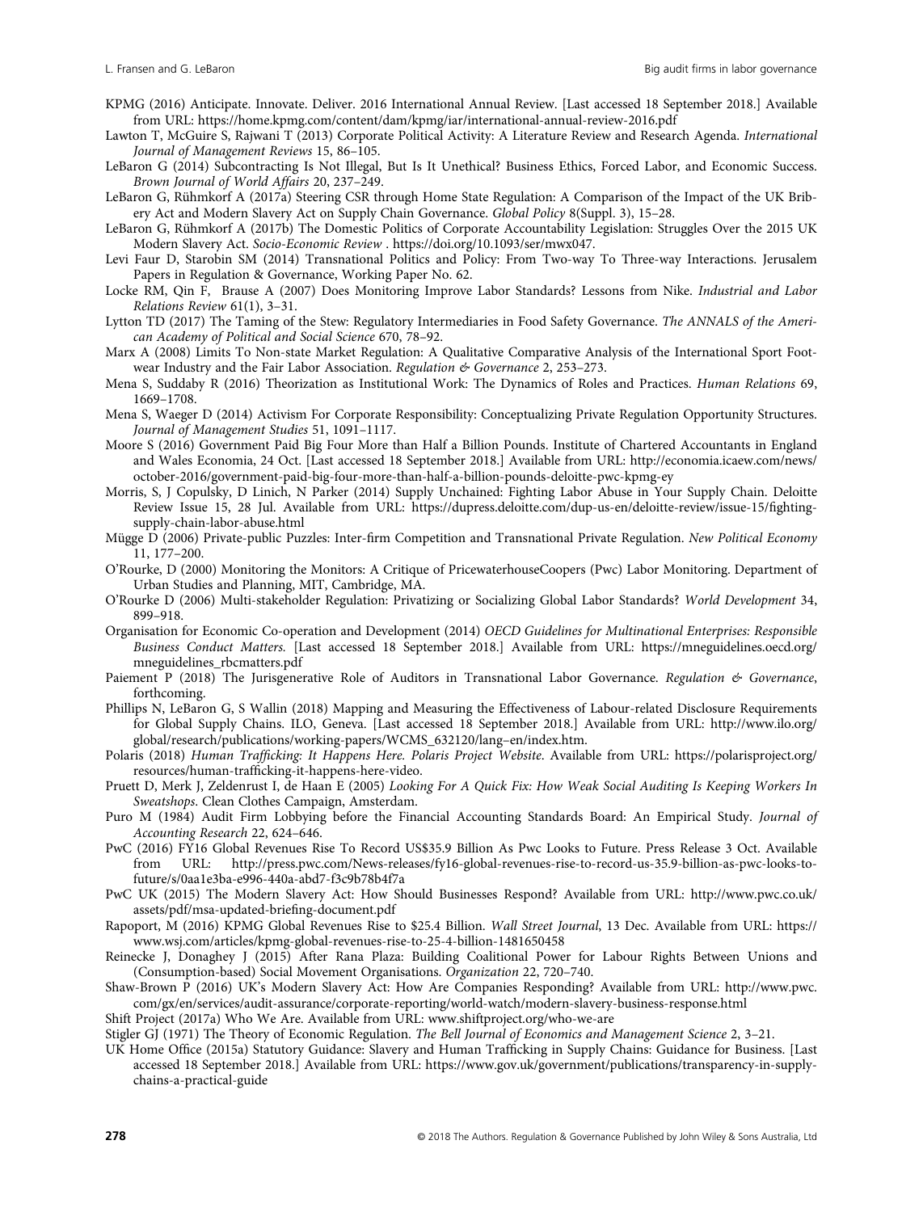KPMG (2016) Anticipate. Innovate. Deliver. 2016 International Annual Review. [Last accessed 18 September 2018.] Available from URL: https://home.kpmg.com/content/dam/kpmg/iar/international-annual-review-2016.pdf

Lawton T, McGuire S, Rajwani T (2013) Corporate Political Activity: A Literature Review and Research Agenda. *International Journal of Management Reviews* 15, 86–105.

LeBaron G (2014) Subcontracting Is Not Illegal, But Is It Unethical? Business Ethics, Forced Labor, and Economic Success. *Brown Journal of World Affairs* 20, 237–249.

LeBaron G, Rühmkorf A (2017a) Steering CSR through Home State Regulation: A Comparison of the Impact of the UK Bribery Act and Modern Slavery Act on Supply Chain Governance. *Global Policy* 8(Suppl. 3), 15–28.

LeBaron G, Rühmkorf A (2017b) The Domestic Politics of Corporate Accountability Legislation: Struggles Over the 2015 UK Modern Slavery Act. *Socio-Economic Review* . https://doi.org/10.1093/ser/mwx047.

Levi Faur D, Starobin SM (2014) Transnational Politics and Policy: From Two-way To Three-way Interactions. Jerusalem Papers in Regulation & Governance, Working Paper No. 62.

Locke RM, Qin F, Brause A (2007) Does Monitoring Improve Labor Standards? Lessons from Nike. *Industrial and Labor Relations Review* 61(1), 3–31.

Lytton TD (2017) The Taming of the Stew: Regulatory Intermediaries in Food Safety Governance. *The ANNALS of the American Academy of Political and Social Science* 670, 78–92.

Marx A (2008) Limits To Non-state Market Regulation: A Qualitative Comparative Analysis of the International Sport Footwear Industry and the Fair Labor Association. *Regulation & Governance* 2, 253–273.

Mena S, Suddaby R (2016) Theorization as Institutional Work: The Dynamics of Roles and Practices. *Human Relations* 69, 1669–1708.

Mena S, Waeger D (2014) Activism For Corporate Responsibility: Conceptualizing Private Regulation Opportunity Structures. *Journal of Management Studies* 51, 1091–1117.

Moore S (2016) Government Paid Big Four More than Half a Billion Pounds. Institute of Chartered Accountants in England and Wales Economia, 24 Oct. [Last accessed 18 September 2018.] Available from URL: http://economia.icaew.com/news/october-2016/government-paid-big-four-more-than-half-a-billion-pounds-deloitte-pwc-kpmg-ey

Morris, S, J Copulsky, D Linich, N Parker (2014) Supply Unchained: Fighting Labor Abuse in Your Supply Chain. Deloitte Review Issue 15, 28 Jul. Available from URL: https://dupress.deloitte.com/dup-us-en/deloitte-review/issue-15/fighting-supply-chain-labor-abuse.html

Mügge D (2006) Private-public Puzzles: Inter-firm Competition and Transnational Private Regulation. *New Political Economy* 11, 177–200.

O'Rourke, D (2000) Monitoring the Monitors: A Critique of PricewaterhouseCoopers (Pwc) Labor Monitoring. Department of Urban Studies and Planning, MIT, Cambridge, MA.

O'Rourke D (2006) Multi-stakeholder Regulation: Privatizing or Socializing Global Labor Standards? *World Development* 34, 899–918.

Organisation for Economic Co-operation and Development (2014) *OECD Guidelines for Multinational Enterprises: Responsible Business Conduct Matters.* [Last accessed 18 September 2018.] Available from URL: https://mneguidelines.oecd.org/mneguidelines_rbcmatters.pdf

Paiement P (2018) The Jurisgenerative Role of Auditors in Transnational Labor Governance. *Regulation & Governance*, forthcoming.

Phillips N, LeBaron G, S Wallin (2018) Mapping and Measuring the Effectiveness of Labour-related Disclosure Requirements for Global Supply Chains. ILO, Geneva. [Last accessed 18 September 2018.] Available from URL: http://www.ilo.org/global/research/publications/working-papers/WCMS_632120/lang–en/index.htm.

Polaris (2018) *Human Trafficking: It Happens Here. Polaris Project Website*. Available from URL: https://polarisproject.org/resources/human-trafficking-it-happens-here-video.

Pruett D, Merk J, Zeldenrust I, de Haan E (2005) *Looking For A Quick Fix: How Weak Social Auditing Is Keeping Workers In Sweatshops*. Clean Clothes Campaign, Amsterdam.

Puro M (1984) Audit Firm Lobbying before the Financial Accounting Standards Board: An Empirical Study. *Journal of Accounting Research* 22, 624–646.

PwC (2016) FY16 Global Revenues Rise To Record US$35.9 Billion As Pwc Looks to Future. Press Release 3 Oct. Available from URL: http://press.pwc.com/News-releases/fy16-global-revenues-rise-to-record-us-35.9-billion-as-pwc-looks-to-future/s/0aa1e3ba-e996-440a-abd7-f3c9b78b4f7a

PwC UK (2015) The Modern Slavery Act: How Should Businesses Respond? Available from URL: http://www.pwc.co.uk/assets/pdf/msa-updated-briefing-document.pdf

Rapoport, M (2016) KPMG Global Revenues Rise to $25.4 Billion. *Wall Street Journal*, 13 Dec. Available from URL: https://www.wsj.com/articles/kpmg-global-revenues-rise-to-25-4-billion-1481650458

Reinecke J, Donaghey J (2015) After Rana Plaza: Building Coalitional Power for Labour Rights Between Unions and (Consumption-based) Social Movement Organisations. *Organization* 22, 720–740.

Shaw-Brown P (2016) UK's Modern Slavery Act: How Are Companies Responding? Available from URL: http://www.pwc.com/gx/en/services/audit-assurance/corporate-reporting/world-watch/modern-slavery-business-response.html

Shift Project (2017a) Who We Are. Available from URL: www.shiftproject.org/who-we-are

Stigler GJ (1971) The Theory of Economic Regulation. *The Bell Journal of Economics and Management Science* 2, 3–21.

UK Home Office (2015a) Statutory Guidance: Slavery and Human Trafficking in Supply Chains: Guidance for Business. [Last accessed 18 September 2018.] Available from URL: https://www.gov.uk/government/publications/transparency-in-supply-chains-a-practical-guide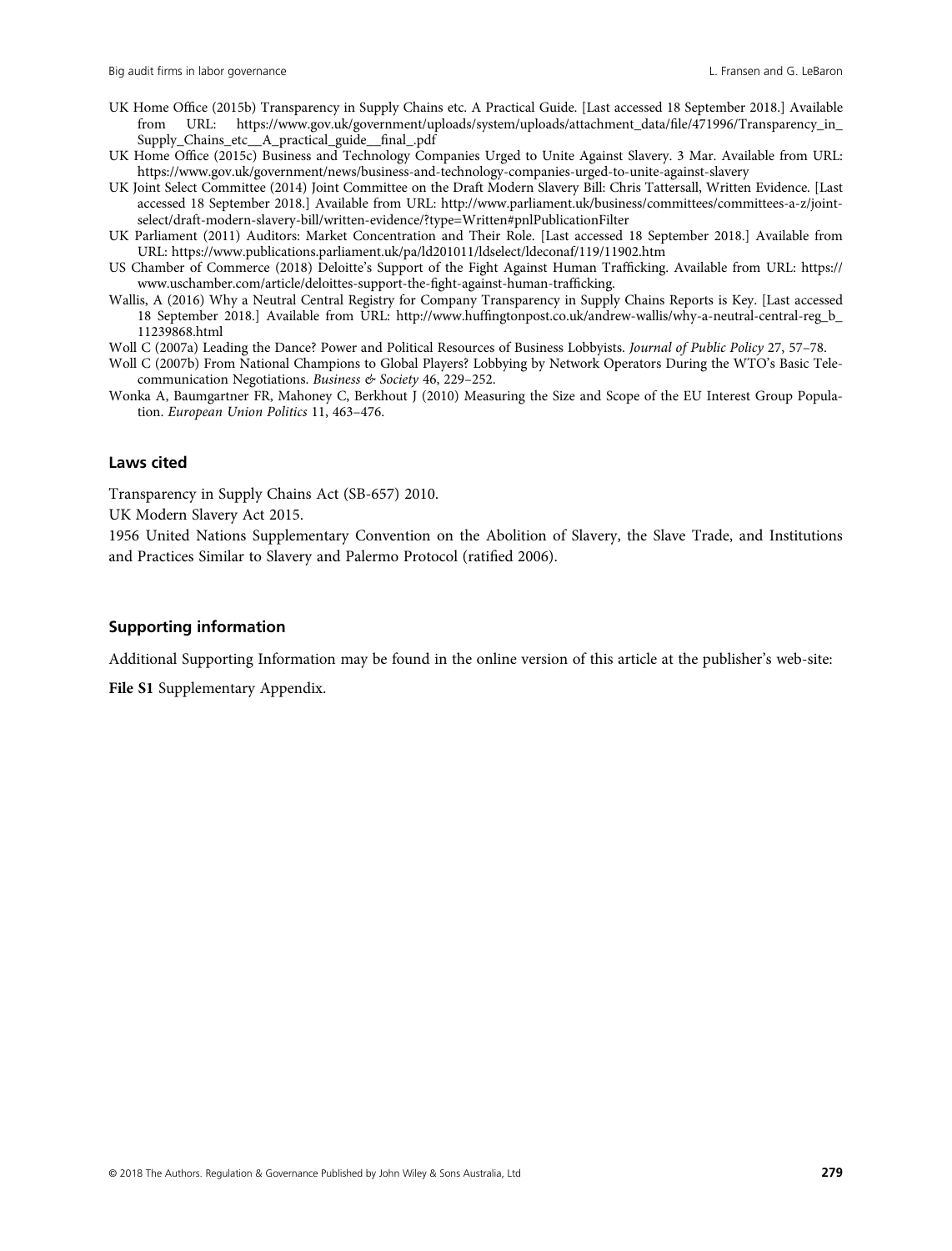UK Home Office (2015b) Transparency in Supply Chains etc. A Practical Guide. [Last accessed 18 September 2018.] Available from URL: https://www.gov.uk/government/uploads/system/uploads/attachment_data/file/471996/Transparency_in_Supply_Chains_etc__A_practical_guide__final_.pdf

UK Home Office (2015c) Business and Technology Companies Urged to Unite Against Slavery. 3 Mar. Available from URL: https://www.gov.uk/government/news/business-and-technology-companies-urged-to-unite-against-slavery

UK Joint Select Committee (2014) Joint Committee on the Draft Modern Slavery Bill: Chris Tattersall, Written Evidence. [Last accessed 18 September 2018.] Available from URL: http://www.parliament.uk/business/committees/committees-a-z/joint-select/draft-modern-slavery-bill/written-evidence/?type=Written#pnlPublicationFilter

UK Parliament (2011) Auditors: Market Concentration and Their Role. [Last accessed 18 September 2018.] Available from URL: https://www.publications.parliament.uk/pa/ld201011/ldselect/ldeconaf/119/11902.htm

US Chamber of Commerce (2018) Deloitte's Support of the Fight Against Human Trafficking. Available from URL: https://www.uschamber.com/article/deloittes-support-the-fight-against-human-trafficking.

Wallis, A (2016) Why a Neutral Central Registry for Company Transparency in Supply Chains Reports is Key. [Last accessed 18 September 2018.] Available from URL: http://www.huffingtonpost.co.uk/andrew-wallis/why-a-neutral-central-reg_b_11239868.html

Woll C (2007a) Leading the Dance? Power and Political Resources of Business Lobbyists. *Journal of Public Policy* 27, 57–78.

Woll C (2007b) From National Champions to Global Players? Lobbying by Network Operators During the WTO's Basic Telecommunication Negotiations. *Business & Society* 46, 229–252.

Wonka A, Baumgartner FR, Mahoney C, Berkhout J (2010) Measuring the Size and Scope of the EU Interest Group Population. *European Union Politics* 11, 463–476.

### Laws cited

Transparency in Supply Chains Act (SB-657) 2010.

UK Modern Slavery Act 2015.

1956 United Nations Supplementary Convention on the Abolition of Slavery, the Slave Trade, and Institutions and Practices Similar to Slavery and Palermo Protocol (ratified 2006).

### Supporting information

Additional Supporting Information may be found in the online version of this article at the publisher's web-site:

**File S1** Supplementary Appendix.